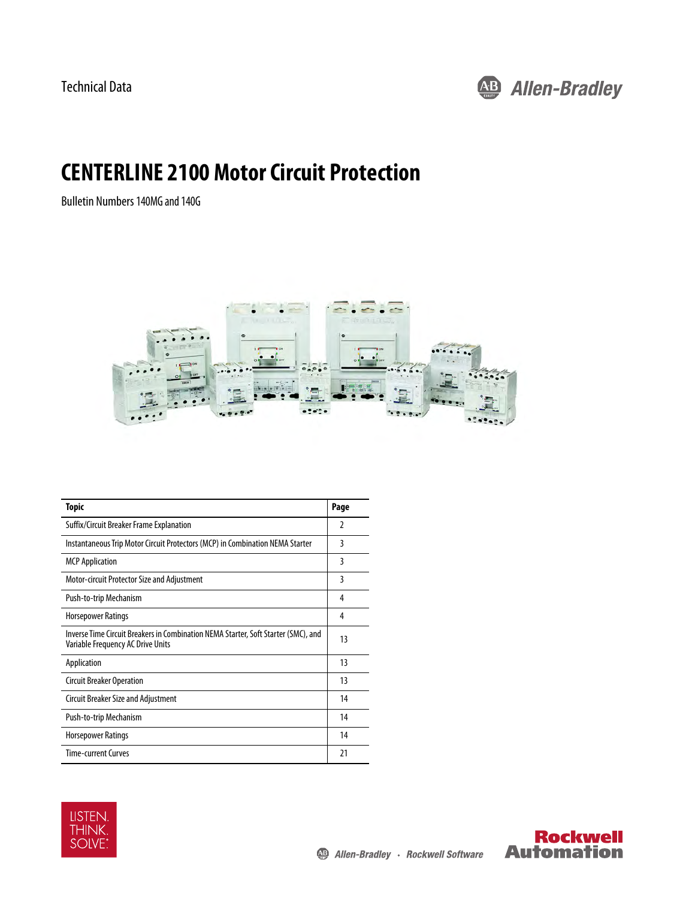Technical Data

# CENTERLINE 2100 Motor Circuit Protection

Bulletin Numbers 140MG and 140G

| Topic | Page |
|---|---|
| Suffix/Circuit Breaker Frame Explanation | 2 |
| Instantaneous Trip Motor Circuit Protectors (MCP) in Combination NEMA Starter | 3 |
| MCP Application | 3 |
| Motor-circuit Protector Size and Adjustment | 3 |
| Push-to-trip Mechanism | 4 |
| Horsepower Ratings | 4 |
| Inverse Time Circuit Breakers in Combination NEMA Starter, Soft Starter (SMC), and Variable Frequency AC Drive Units | 13 |
| Application | 13 |
| Circuit Breaker Operation | 13 |
| Circuit Breaker Size and Adjustment | 14 |
| Push-to-trip Mechanism | 14 |
| Horsepower Ratings | 14 |
| Time-current Curves | 21 |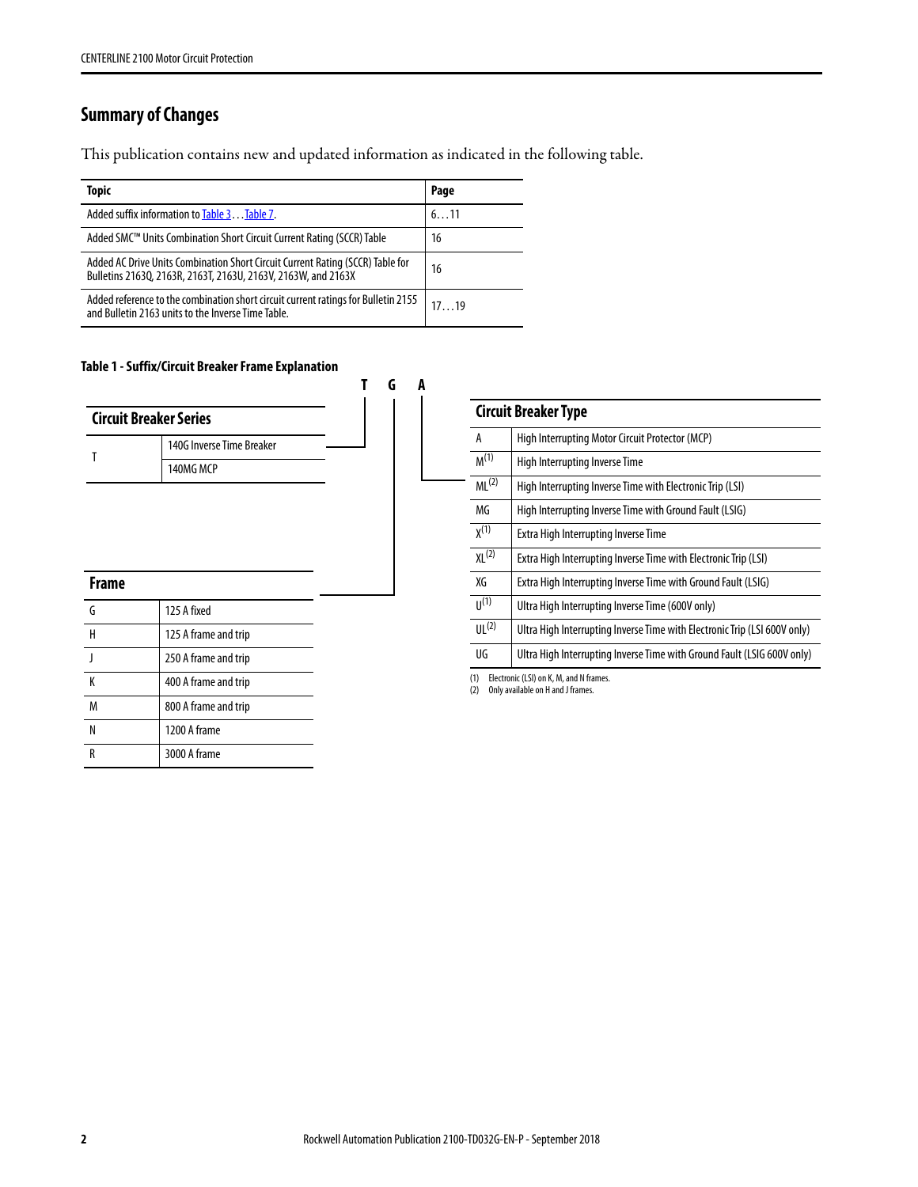## Summary of Changes

This publication contains new and updated information as indicated in the following table.

| Topic | Page |
|---|---|
| Added suffix information to Table 3…Table 7. | 6…11 |
| Added SMC™ Units Combination Short Circuit Current Rating (SCCR) Table | 16 |
| Added AC Drive Units Combination Short Circuit Current Rating (SCCR) Table for Bulletins 2163Q, 2163R, 2163T, 2163U, 2163V, 2163W, and 2163X | 16 |
| Added reference to the combination short circuit current ratings for Bulletin 2155 and Bulletin 2163 units to the Inverse Time Table. | 17…19 |

**Table 1 - Suffix/Circuit Breaker Frame Explanation**

T G A

**Circuit Breaker Series**

| | |
|---|---|
| T | 140G Inverse Time Breaker |
| | 140MG MCP |

**Frame**

| | |
|---|---|
| G | 125 A fixed |
| H | 125 A frame and trip |
| J | 250 A frame and trip |
| K | 400 A frame and trip |
| M | 800 A frame and trip |
| N | 1200 A frame |
| R | 3000 A frame |

**Circuit Breaker Type**

| | |
|---|---|
| A | High Interrupting Motor Circuit Protector (MCP) |
| M(1) | High Interrupting Inverse Time |
| ML(2) | High Interrupting Inverse Time with Electronic Trip (LSI) |
| MG | High Interrupting Inverse Time with Ground Fault (LSIG) |
| X(1) | Extra High Interrupting Inverse Time |
| XL(2) | Extra High Interrupting Inverse Time with Electronic Trip (LSI) |
| XG | Extra High Interrupting Inverse Time with Ground Fault (LSIG) |
| U(1) | Ultra High Interrupting Inverse Time (600V only) |
| UL(2) | Ultra High Interrupting Inverse Time with Electronic Trip (LSI 600V only) |
| UG | Ultra High Interrupting Inverse Time with Ground Fault (LSIG 600V only) |

(1) Electronic (LSI) on K, M, and N frames.
(2) Only available on H and J frames.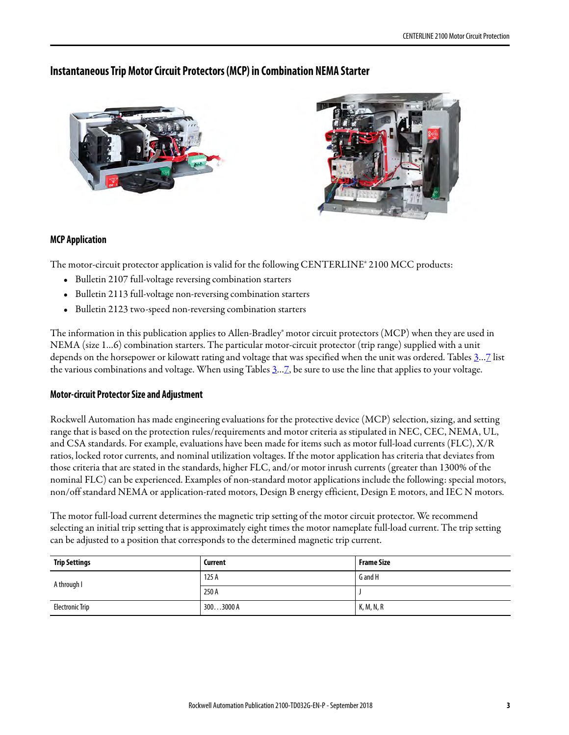## Instantaneous Trip Motor Circuit Protectors (MCP) in Combination NEMA Starter

### MCP Application

The motor-circuit protector application is valid for the following CENTERLINE® 2100 MCC products:

- Bulletin 2107 full-voltage reversing combination starters
- Bulletin 2113 full-voltage non-reversing combination starters
- Bulletin 2123 two-speed non-reversing combination starters

The information in this publication applies to Allen-Bradley® motor circuit protectors (MCP) when they are used in NEMA (size 1…6) combination starters. The particular motor-circuit protector (trip range) supplied with a unit depends on the horsepower or kilowatt rating and voltage that was specified when the unit was ordered. Tables 3…7 list the various combinations and voltage. When using Tables 3…7, be sure to use the line that applies to your voltage.

### Motor-circuit Protector Size and Adjustment

Rockwell Automation has made engineering evaluations for the protective device (MCP) selection, sizing, and setting range that is based on the protection rules/requirements and motor criteria as stipulated in NEC, CEC, NEMA, UL, and CSA standards. For example, evaluations have been made for items such as motor full-load currents (FLC), X/R ratios, locked rotor currents, and nominal utilization voltages. If the motor application has criteria that deviates from those criteria that are stated in the standards, higher FLC, and/or motor inrush currents (greater than 1300% of the nominal FLC) can be experienced. Examples of non-standard motor applications include the following: special motors, non/off standard NEMA or application-rated motors, Design B energy efficient, Design E motors, and IEC N motors.

The motor full-load current determines the magnetic trip setting of the motor circuit protector. We recommend selecting an initial trip setting that is approximately eight times the motor nameplate full-load current. The trip setting can be adjusted to a position that corresponds to the determined magnetic trip current.

| Trip Settings | Current | Frame Size |
|---|---|---|
| A through I | 125 A | G and H |
| | 250 A | J |
| Electronic Trip | 300…3000 A | K, M, N, R |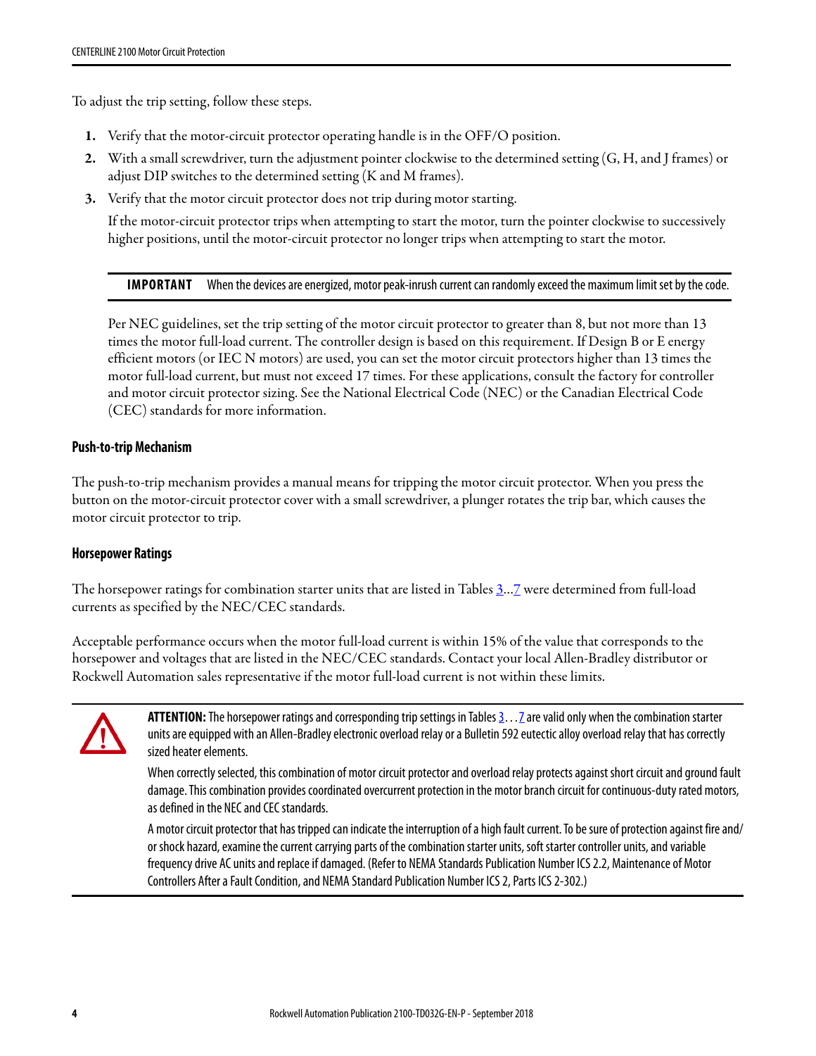To adjust the trip setting, follow these steps.

1. Verify that the motor-circuit protector operating handle is in the OFF/O position.
2. With a small screwdriver, turn the adjustment pointer clockwise to the determined setting (G, H, and J frames) or adjust DIP switches to the determined setting (K and M frames).
3. Verify that the motor circuit protector does not trip during motor starting.

   If the motor-circuit protector trips when attempting to start the motor, turn the pointer clockwise to successively higher positions, until the motor-circuit protector no longer trips when attempting to start the motor.

   | | |
   |---|---|
   | **IMPORTANT** | When the devices are energized, motor peak-inrush current can randomly exceed the maximum limit set by the code. |

   Per NEC guidelines, set the trip setting of the motor circuit protector to greater than 8, but not more than 13 times the motor full-load current. The controller design is based on this requirement. If Design B or E energy efficient motors (or IEC N motors) are used, you can set the motor circuit protectors higher than 13 times the motor full-load current, but must not exceed 17 times. For these applications, consult the factory for controller and motor circuit protector sizing. See the National Electrical Code (NEC) or the Canadian Electrical Code (CEC) standards for more information.

### Push-to-trip Mechanism

The push-to-trip mechanism provides a manual means for tripping the motor circuit protector. When you press the button on the motor-circuit protector cover with a small screwdriver, a plunger rotates the trip bar, which causes the motor circuit protector to trip.

### Horsepower Ratings

The horsepower ratings for combination starter units that are listed in Tables 3...7 were determined from full-load currents as specified by the NEC/CEC standards.

Acceptable performance occurs when the motor full-load current is within 15% of the value that corresponds to the horsepower and voltages that are listed in the NEC/CEC standards. Contact your local Allen-Bradley distributor or Rockwell Automation sales representative if the motor full-load current is not within these limits.

**ATTENTION:** The horsepower ratings and corresponding trip settings in Tables 3…7 are valid only when the combination starter units are equipped with an Allen-Bradley electronic overload relay or a Bulletin 592 eutectic alloy overload relay that has correctly sized heater elements.

When correctly selected, this combination of motor circuit protector and overload relay protects against short circuit and ground fault damage. This combination provides coordinated overcurrent protection in the motor branch circuit for continuous-duty rated motors, as defined in the NEC and CEC standards.

A motor circuit protector that has tripped can indicate the interruption of a high fault current. To be sure of protection against fire and/or shock hazard, examine the current carrying parts of the combination starter units, soft starter controller units, and variable frequency drive AC units and replace if damaged. (Refer to NEMA Standards Publication Number ICS 2.2, Maintenance of Motor Controllers After a Fault Condition, and NEMA Standard Publication Number ICS 2, Parts ICS 2-302.)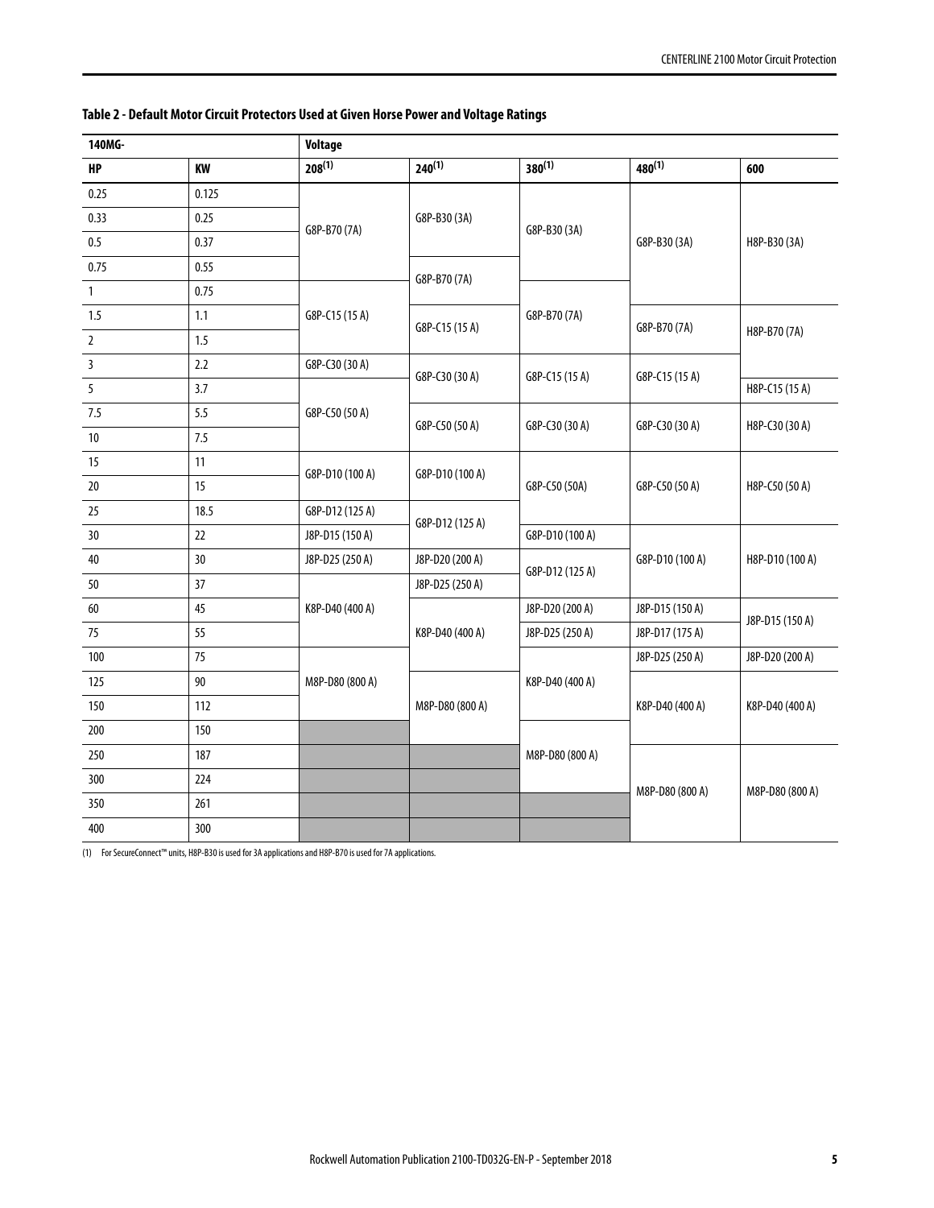**Table 2 - Default Motor Circuit Protectors Used at Given Horse Power and Voltage Ratings**

| 140MG- | | Voltage | | | | |
|---|---|---|---|---|---|---|
| **HP** | **KW** | **208[1]** | **240[1]** | **380[1]** | **480[1]** | **600** |
| 0.25 | 0.125 | G8P-B70 (7A) | G8P-B30 (3A) | G8P-B30 (3A) | G8P-B30 (3A) | H8P-B30 (3A) |
| 0.33 | 0.25 | G8P-B70 (7A) | G8P-B30 (3A) | G8P-B30 (3A) | G8P-B30 (3A) | H8P-B30 (3A) |
| 0.5 | 0.37 | G8P-B70 (7A) | G8P-B30 (3A) | G8P-B30 (3A) | G8P-B30 (3A) | H8P-B30 (3A) |
| 0.75 | 0.55 | G8P-B70 (7A) | G8P-B70 (7A) | G8P-B30 (3A) | G8P-B30 (3A) | H8P-B30 (3A) |
| 1 | 0.75 | G8P-C15 (15 A) | G8P-B70 (7A) | G8P-B70 (7A) | G8P-B30 (3A) | H8P-B30 (3A) |
| 1.5 | 1.1 | G8P-C15 (15 A) | G8P-C15 (15 A) | G8P-B70 (7A) | G8P-B70 (7A) | H8P-B70 (7A) |
| 2 | 1.5 | G8P-C15 (15 A) | G8P-C15 (15 A) | G8P-B70 (7A) | G8P-B70 (7A) | H8P-B70 (7A) |
| 3 | 2.2 | G8P-C30 (30 A) | G8P-C30 (30 A) | G8P-C15 (15 A) | G8P-C15 (15 A) | H8P-B70 (7A) |
| 5 | 3.7 | G8P-C50 (50 A) | G8P-C30 (30 A) | G8P-C15 (15 A) | G8P-C15 (15 A) | H8P-C15 (15 A) |
| 7.5 | 5.5 | G8P-C50 (50 A) | G8P-C50 (50 A) | G8P-C30 (30 A) | G8P-C30 (30 A) | H8P-C30 (30 A) |
| 10 | 7.5 | G8P-C50 (50 A) | G8P-C50 (50 A) | G8P-C30 (30 A) | G8P-C30 (30 A) | H8P-C30 (30 A) |
| 15 | 11 | G8P-D10 (100 A) | G8P-D10 (100 A) | G8P-C50 (50A) | G8P-C50 (50 A) | H8P-C50 (50 A) |
| 20 | 15 | G8P-D10 (100 A) | G8P-D10 (100 A) | G8P-C50 (50A) | G8P-C50 (50 A) | H8P-C50 (50 A) |
| 25 | 18.5 | G8P-D12 (125 A) | G8P-D12 (125 A) | G8P-C50 (50A) | G8P-C50 (50 A) | H8P-C50 (50 A) |
| 30 | 22 | J8P-D15 (150 A) | G8P-D12 (125 A) | G8P-D10 (100 A) | G8P-D10 (100 A) | H8P-D10 (100 A) |
| 40 | 30 | J8P-D25 (250 A) | J8P-D20 (200 A) | G8P-D12 (125 A) | G8P-D10 (100 A) | H8P-D10 (100 A) |
| 50 | 37 | K8P-D40 (400 A) | J8P-D25 (250 A) | G8P-D12 (125 A) | G8P-D10 (100 A) | H8P-D10 (100 A) |
| 60 | 45 | K8P-D40 (400 A) | K8P-D40 (400 A) | J8P-D20 (200 A) | J8P-D15 (150 A) | J8P-D15 (150 A) |
| 75 | 55 | K8P-D40 (400 A) | K8P-D40 (400 A) | J8P-D25 (250 A) | J8P-D17 (175 A) | J8P-D15 (150 A) |
| 100 | 75 | M8P-D80 (800 A) | K8P-D40 (400 A) | K8P-D40 (400 A) | J8P-D25 (250 A) | J8P-D20 (200 A) |
| 125 | 90 | M8P-D80 (800 A) | M8P-D80 (800 A) | K8P-D40 (400 A) | K8P-D40 (400 A) | K8P-D40 (400 A) |
| 150 | 112 | M8P-D80 (800 A) | M8P-D80 (800 A) | K8P-D40 (400 A) | K8P-D40 (400 A) | K8P-D40 (400 A) |
| 200 | 150 | | M8P-D80 (800 A) | M8P-D80 (800 A) | K8P-D40 (400 A) | K8P-D40 (400 A) |
| 250 | 187 | | | M8P-D80 (800 A) | M8P-D80 (800 A) | M8P-D80 (800 A) |
| 300 | 224 | | | M8P-D80 (800 A) | M8P-D80 (800 A) | M8P-D80 (800 A) |
| 350 | 261 | | | | M8P-D80 (800 A) | M8P-D80 (800 A) |
| 400 | 300 | | | | M8P-D80 (800 A) | M8P-D80 (800 A) |

(1) For SecureConnect™ units, H8P-B30 is used for 3A applications and H8P-B70 is used for 7A applications.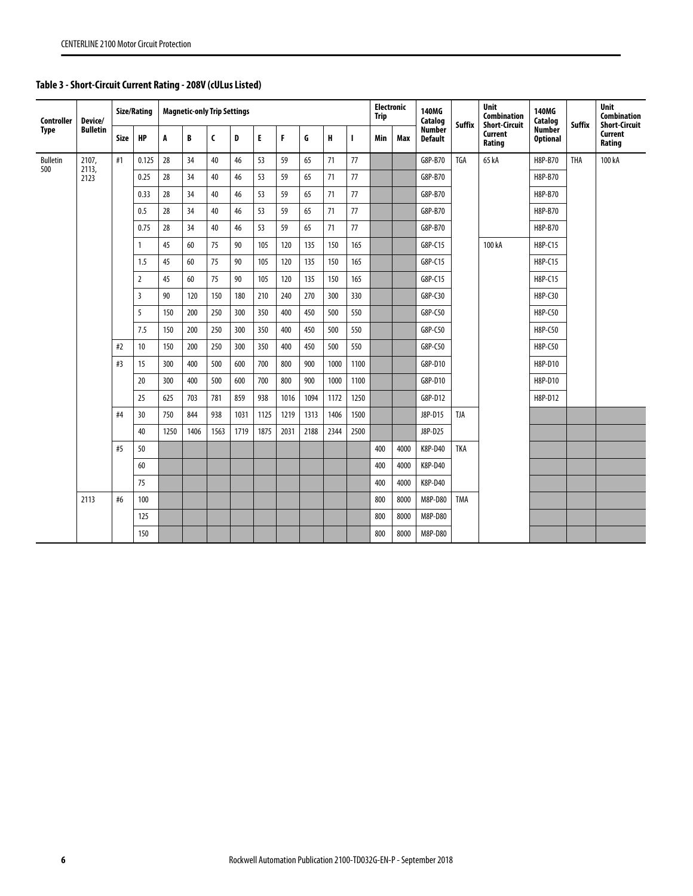## Table 3 - Short-Circuit Current Rating - 208V (cULus Listed)

| Controller Type | Device/ Bulletin | Size/Rating | | Magnetic-only Trip Settings | | | | | | | | | Electronic Trip | | 140MG Catalog Number Default | Suffix | Unit Combination Short-Circuit Current Rating | 140MG Catalog Number Optional | Suffix | Unit Combination Short-Circuit Current Rating |
|---|---|---|---|---|---|---|---|---|---|---|---|---|---|---|---|---|---|---|---|---|
| | | Size | HP | A | B | C | D | E | F | G | H | I | Min | Max | | | | | | |
| Bulletin 500 | 2107, 2113, 2123 | #1 | 0.125 | 28 | 34 | 40 | 46 | 53 | 59 | 65 | 71 | 77 | | | G8P-B70 | TGA | 65 kA | H8P-B70 | THA | 100 kA |
| | | | 0.25 | 28 | 34 | 40 | 46 | 53 | 59 | 65 | 71 | 77 | | | G8P-B70 | | | H8P-B70 | | |
| | | | 0.33 | 28 | 34 | 40 | 46 | 53 | 59 | 65 | 71 | 77 | | | G8P-B70 | | | H8P-B70 | | |
| | | | 0.5 | 28 | 34 | 40 | 46 | 53 | 59 | 65 | 71 | 77 | | | G8P-B70 | | | H8P-B70 | | |
| | | | 0.75 | 28 | 34 | 40 | 46 | 53 | 59 | 65 | 71 | 77 | | | G8P-B70 | | | H8P-B70 | | |
| | | | 1 | 45 | 60 | 75 | 90 | 105 | 120 | 135 | 150 | 165 | | | G8P-C15 | | 100 kA | H8P-C15 | | |
| | | | 1.5 | 45 | 60 | 75 | 90 | 105 | 120 | 135 | 150 | 165 | | | G8P-C15 | | | H8P-C15 | | |
| | | | 2 | 45 | 60 | 75 | 90 | 105 | 120 | 135 | 150 | 165 | | | G8P-C15 | | | H8P-C15 | | |
| | | | 3 | 90 | 120 | 150 | 180 | 210 | 240 | 270 | 300 | 330 | | | G8P-C30 | | | H8P-C30 | | |
| | | | 5 | 150 | 200 | 250 | 300 | 350 | 400 | 450 | 500 | 550 | | | G8P-C50 | | | H8P-C50 | | |
| | | | 7.5 | 150 | 200 | 250 | 300 | 350 | 400 | 450 | 500 | 550 | | | G8P-C50 | | | H8P-C50 | | |
| | | #2 | 10 | 150 | 200 | 250 | 300 | 350 | 400 | 450 | 500 | 550 | | | G8P-C50 | | | H8P-C50 | | |
| | | #3 | 15 | 300 | 400 | 500 | 600 | 700 | 800 | 900 | 1000 | 1100 | | | G8P-D10 | | | H8P-D10 | | |
| | | | 20 | 300 | 400 | 500 | 600 | 700 | 800 | 900 | 1000 | 1100 | | | G8P-D10 | | | H8P-D10 | | |
| | | | 25 | 625 | 703 | 781 | 859 | 938 | 1016 | 1094 | 1172 | 1250 | | | G8P-D12 | | | H8P-D12 | | |
| | | #4 | 30 | 750 | 844 | 938 | 1031 | 1125 | 1219 | 1313 | 1406 | 1500 | | | J8P-D15 | TJA | | | | |
| | | | 40 | 1250 | 1406 | 1563 | 1719 | 1875 | 2031 | 2188 | 2344 | 2500 | | | J8P-D25 | | | | | |
| | | #5 | 50 | | | | | | | | | | 400 | 4000 | K8P-D40 | TKA | | | | |
| | | | 60 | | | | | | | | | | 400 | 4000 | K8P-D40 | | | | | |
| | | | 75 | | | | | | | | | | 400 | 4000 | K8P-D40 | | | | | |
| | 2113 | #6 | 100 | | | | | | | | | | 800 | 8000 | M8P-D80 | TMA | | | | |
| | | | 125 | | | | | | | | | | 800 | 8000 | M8P-D80 | | | | | |
| | | | 150 | | | | | | | | | | 800 | 8000 | M8P-D80 | | | | | |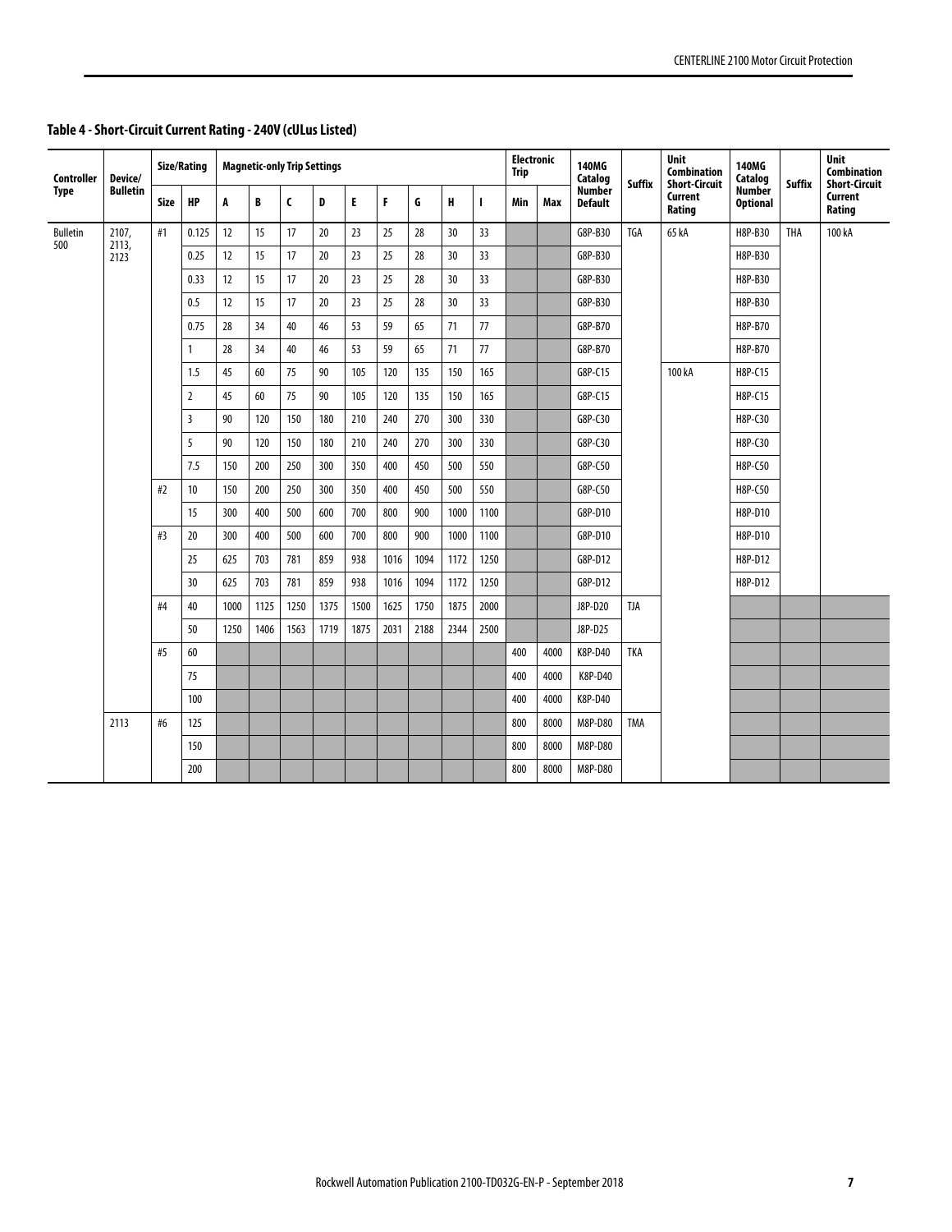## Table 4 - Short-Circuit Current Rating - 240V (cULus Listed)

| Controller Type | Device/ Bulletin | Size/Rating | | Magnetic-only Trip Settings | | | | | | | | | Electronic Trip | | 140MG Catalog Number Default | Suffix | Unit Combination Short-Circuit Current Rating | 140MG Catalog Number Optional | Suffix | Unit Combination Short-Circuit Current Rating |
|---|---|---|---|---|---|---|---|---|---|---|---|---|---|---|---|---|---|---|---|---|
| | | Size | HP | A | B | C | D | E | F | G | H | I | Min | Max | | | | | | |
| Bulletin 500 | 2107, 2113, 2123 | #1 | 0.125 | 12 | 15 | 17 | 20 | 23 | 25 | 28 | 30 | 33 | | | G8P-B30 | TGA | 65 kA | H8P-B30 | THA | 100 kA |
| | | | 0.25 | 12 | 15 | 17 | 20 | 23 | 25 | 28 | 30 | 33 | | | G8P-B30 | | | H8P-B30 | | |
| | | | 0.33 | 12 | 15 | 17 | 20 | 23 | 25 | 28 | 30 | 33 | | | G8P-B30 | | | H8P-B30 | | |
| | | | 0.5 | 12 | 15 | 17 | 20 | 23 | 25 | 28 | 30 | 33 | | | G8P-B30 | | | H8P-B30 | | |
| | | | 0.75 | 28 | 34 | 40 | 46 | 53 | 59 | 65 | 71 | 77 | | | G8P-B70 | | | H8P-B70 | | |
| | | | 1 | 28 | 34 | 40 | 46 | 53 | 59 | 65 | 71 | 77 | | | G8P-B70 | | | H8P-B70 | | |
| | | | 1.5 | 45 | 60 | 75 | 90 | 105 | 120 | 135 | 150 | 165 | | | G8P-C15 | | 100 kA | H8P-C15 | | |
| | | | 2 | 45 | 60 | 75 | 90 | 105 | 120 | 135 | 150 | 165 | | | G8P-C15 | | | H8P-C15 | | |
| | | | 3 | 90 | 120 | 150 | 180 | 210 | 240 | 270 | 300 | 330 | | | G8P-C30 | | | H8P-C30 | | |
| | | | 5 | 90 | 120 | 150 | 180 | 210 | 240 | 270 | 300 | 330 | | | G8P-C30 | | | H8P-C30 | | |
| | | | 7.5 | 150 | 200 | 250 | 300 | 350 | 400 | 450 | 500 | 550 | | | G8P-C50 | | | H8P-C50 | | |
| | | #2 | 10 | 150 | 200 | 250 | 300 | 350 | 400 | 450 | 500 | 550 | | | G8P-C50 | | | H8P-C50 | | |
| | | | 15 | 300 | 400 | 500 | 600 | 700 | 800 | 900 | 1000 | 1100 | | | G8P-D10 | | | H8P-D10 | | |
| | | #3 | 20 | 300 | 400 | 500 | 600 | 700 | 800 | 900 | 1000 | 1100 | | | G8P-D10 | | | H8P-D10 | | |
| | | | 25 | 625 | 703 | 781 | 859 | 938 | 1016 | 1094 | 1172 | 1250 | | | G8P-D12 | | | H8P-D12 | | |
| | | | 30 | 625 | 703 | 781 | 859 | 938 | 1016 | 1094 | 1172 | 1250 | | | G8P-D12 | | | H8P-D12 | | |
| | | #4 | 40 | 1000 | 1125 | 1250 | 1375 | 1500 | 1625 | 1750 | 1875 | 2000 | | | J8P-D20 | TJA | | | | |
| | | | 50 | 1250 | 1406 | 1563 | 1719 | 1875 | 2031 | 2188 | 2344 | 2500 | | | J8P-D25 | | | | | |
| | | #5 | 60 | | | | | | | | | | 400 | 4000 | K8P-D40 | TKA | | | | |
| | | | 75 | | | | | | | | | | 400 | 4000 | K8P-D40 | | | | | |
| | | | 100 | | | | | | | | | | 400 | 4000 | K8P-D40 | | | | | |
| | 2113 | #6 | 125 | | | | | | | | | | 800 | 8000 | M8P-D80 | TMA | | | | |
| | | | 150 | | | | | | | | | | 800 | 8000 | M8P-D80 | | | | | |
| | | | 200 | | | | | | | | | | 800 | 8000 | M8P-D80 | | | | | |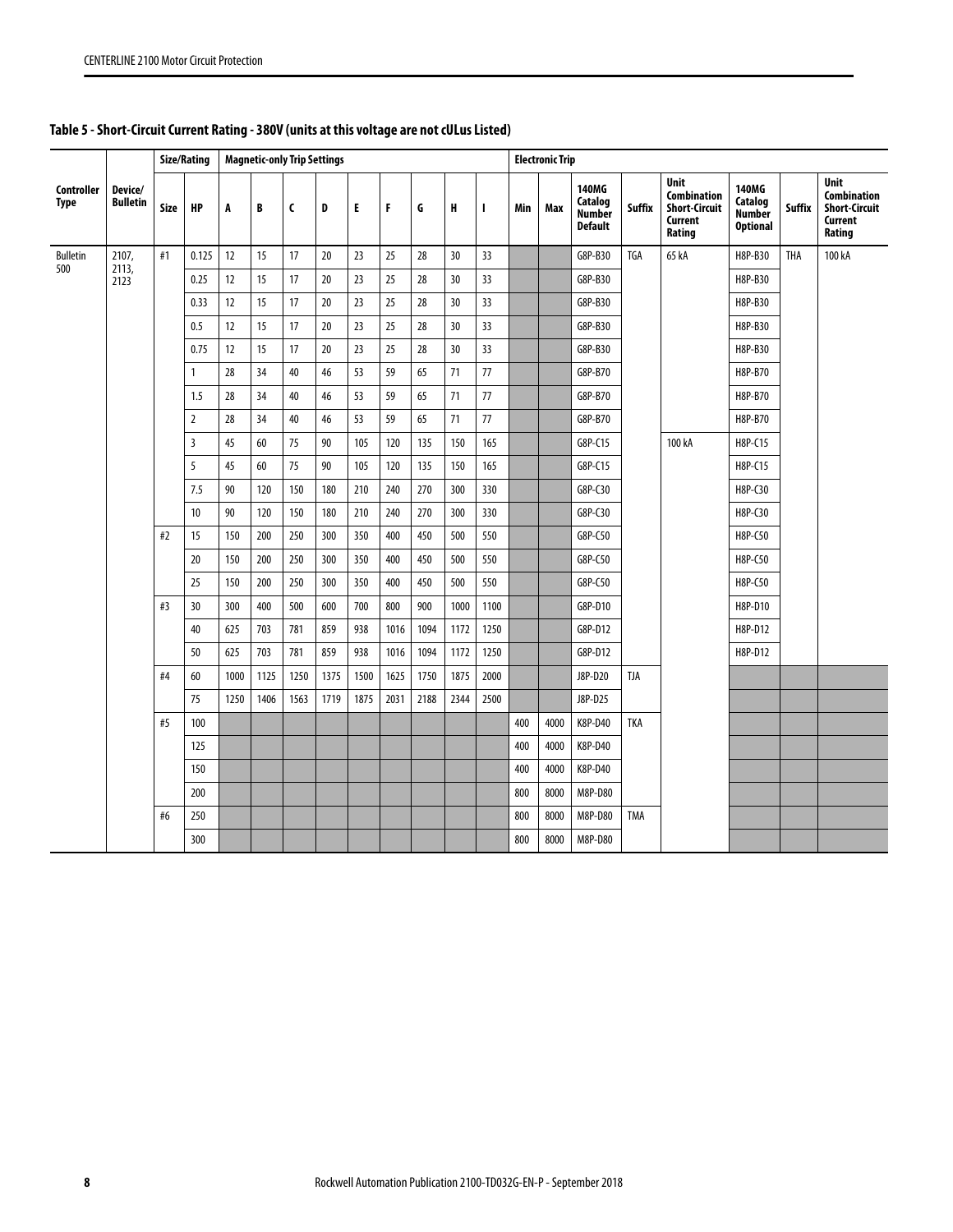## Table 5 - Short-Circuit Current Rating - 380V (units at this voltage are not cULus Listed)

| | | Size/Rating | | Magnetic-only Trip Settings | | | | | | | | | Electronic Trip | | | | | | | |
|---|---|---|---|---|---|---|---|---|---|---|---|---|---|---|---|---|---|---|---|---|
| Controller Type | Device/ Bulletin | Size | HP | A | B | C | D | E | F | G | H | I | Min | Max | 140MG Catalog Number Default | Suffix | Unit Combination Short-Circuit Current Rating | 140MG Catalog Number Optional | Suffix | Unit Combination Short-Circuit Current Rating |
| Bulletin 500 | 2107, 2113, 2123 | #1 | 0.125 | 12 | 15 | 17 | 20 | 23 | 25 | 28 | 30 | 33 | | | G8P-B30 | TGA | 65 kA | H8P-B30 | THA | 100 kA |
| | | | 0.25 | 12 | 15 | 17 | 20 | 23 | 25 | 28 | 30 | 33 | | | G8P-B30 | | | H8P-B30 | | |
| | | | 0.33 | 12 | 15 | 17 | 20 | 23 | 25 | 28 | 30 | 33 | | | G8P-B30 | | | H8P-B30 | | |
| | | | 0.5 | 12 | 15 | 17 | 20 | 23 | 25 | 28 | 30 | 33 | | | G8P-B30 | | | H8P-B30 | | |
| | | | 0.75 | 12 | 15 | 17 | 20 | 23 | 25 | 28 | 30 | 33 | | | G8P-B30 | | | H8P-B30 | | |
| | | | 1 | 28 | 34 | 40 | 46 | 53 | 59 | 65 | 71 | 77 | | | G8P-B70 | | | H8P-B70 | | |
| | | | 1.5 | 28 | 34 | 40 | 46 | 53 | 59 | 65 | 71 | 77 | | | G8P-B70 | | | H8P-B70 | | |
| | | | 2 | 28 | 34 | 40 | 46 | 53 | 59 | 65 | 71 | 77 | | | G8P-B70 | | | H8P-B70 | | |
| | | | 3 | 45 | 60 | 75 | 90 | 105 | 120 | 135 | 150 | 165 | | | G8P-C15 | | 100 kA | H8P-C15 | | |
| | | | 5 | 45 | 60 | 75 | 90 | 105 | 120 | 135 | 150 | 165 | | | G8P-C15 | | | H8P-C15 | | |
| | | | 7.5 | 90 | 120 | 150 | 180 | 210 | 240 | 270 | 300 | 330 | | | G8P-C30 | | | H8P-C30 | | |
| | | | 10 | 90 | 120 | 150 | 180 | 210 | 240 | 270 | 300 | 330 | | | G8P-C30 | | | H8P-C30 | | |
| | | #2 | 15 | 150 | 200 | 250 | 300 | 350 | 400 | 450 | 500 | 550 | | | G8P-C50 | | | H8P-C50 | | |
| | | | 20 | 150 | 200 | 250 | 300 | 350 | 400 | 450 | 500 | 550 | | | G8P-C50 | | | H8P-C50 | | |
| | | | 25 | 150 | 200 | 250 | 300 | 350 | 400 | 450 | 500 | 550 | | | G8P-C50 | | | H8P-C50 | | |
| | | #3 | 30 | 300 | 400 | 500 | 600 | 700 | 800 | 900 | 1000 | 1100 | | | G8P-D10 | | | H8P-D10 | | |
| | | | 40 | 625 | 703 | 781 | 859 | 938 | 1016 | 1094 | 1172 | 1250 | | | G8P-D12 | | | H8P-D12 | | |
| | | | 50 | 625 | 703 | 781 | 859 | 938 | 1016 | 1094 | 1172 | 1250 | | | G8P-D12 | | | H8P-D12 | | |
| | | #4 | 60 | 1000 | 1125 | 1250 | 1375 | 1500 | 1625 | 1750 | 1875 | 2000 | | | J8P-D20 | TJA | | | | |
| | | | 75 | 1250 | 1406 | 1563 | 1719 | 1875 | 2031 | 2188 | 2344 | 2500 | | | J8P-D25 | | | | | |
| | | #5 | 100 | | | | | | | | | | 400 | 4000 | K8P-D40 | TKA | | | | |
| | | | 125 | | | | | | | | | | 400 | 4000 | K8P-D40 | | | | | |
| | | | 150 | | | | | | | | | | 400 | 4000 | K8P-D40 | | | | | |
| | | | 200 | | | | | | | | | | 800 | 8000 | M8P-D80 | | | | | |
| | | #6 | 250 | | | | | | | | | | 800 | 8000 | M8P-D80 | TMA | | | | |
| | | | 300 | | | | | | | | | | 800 | 8000 | M8P-D80 | | | | | |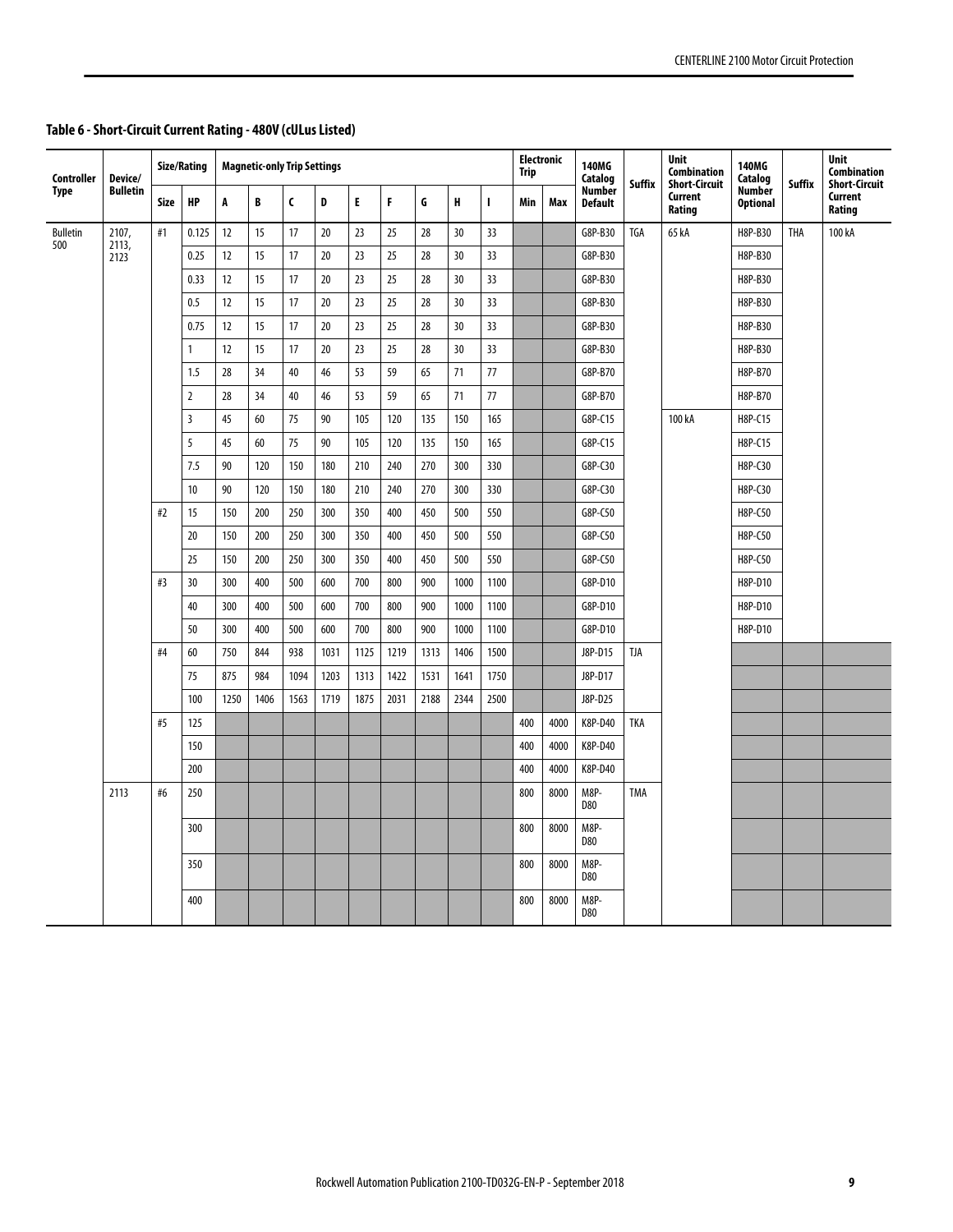**Table 6 - Short-Circuit Current Rating - 480V (cULus Listed)**

| Controller Type | Device/ Bulletin | Size/Rating | | Magnetic-only Trip Settings | | | | | | | | | Electronic Trip | | 140MG Catalog Number Default | Suffix | Unit Combination Short-Circuit Current Rating | 140MG Catalog Number Optional | Suffix | Unit Combination Short-Circuit Current Rating |
|---|---|---|---|---|---|---|---|---|---|---|---|---|---|---|---|---|---|---|---|---|
| | | Size | HP | A | B | C | D | E | F | G | H | I | Min | Max | | | | | | |
| Bulletin 500 | 2107, 2113, 2123 | #1 | 0.125 | 12 | 15 | 17 | 20 | 23 | 25 | 28 | 30 | 33 | | | G8P-B30 | TGA | 65 kA | H8P-B30 | THA | 100 kA |
| | | | 0.25 | 12 | 15 | 17 | 20 | 23 | 25 | 28 | 30 | 33 | | | G8P-B30 | | | H8P-B30 | | |
| | | | 0.33 | 12 | 15 | 17 | 20 | 23 | 25 | 28 | 30 | 33 | | | G8P-B30 | | | H8P-B30 | | |
| | | | 0.5 | 12 | 15 | 17 | 20 | 23 | 25 | 28 | 30 | 33 | | | G8P-B30 | | | H8P-B30 | | |
| | | | 0.75 | 12 | 15 | 17 | 20 | 23 | 25 | 28 | 30 | 33 | | | G8P-B30 | | | H8P-B30 | | |
| | | | 1 | 12 | 15 | 17 | 20 | 23 | 25 | 28 | 30 | 33 | | | G8P-B30 | | | H8P-B30 | | |
| | | | 1.5 | 28 | 34 | 40 | 46 | 53 | 59 | 65 | 71 | 77 | | | G8P-B70 | | | H8P-B70 | | |
| | | | 2 | 28 | 34 | 40 | 46 | 53 | 59 | 65 | 71 | 77 | | | G8P-B70 | | | H8P-B70 | | |
| | | | 3 | 45 | 60 | 75 | 90 | 105 | 120 | 135 | 150 | 165 | | | G8P-C15 | | 100 kA | H8P-C15 | | |
| | | | 5 | 45 | 60 | 75 | 90 | 105 | 120 | 135 | 150 | 165 | | | G8P-C15 | | | H8P-C15 | | |
| | | | 7.5 | 90 | 120 | 150 | 180 | 210 | 240 | 270 | 300 | 330 | | | G8P-C30 | | | H8P-C30 | | |
| | | | 10 | 90 | 120 | 150 | 180 | 210 | 240 | 270 | 300 | 330 | | | G8P-C30 | | | H8P-C30 | | |
| | | #2 | 15 | 150 | 200 | 250 | 300 | 350 | 400 | 450 | 500 | 550 | | | G8P-C50 | | | H8P-C50 | | |
| | | | 20 | 150 | 200 | 250 | 300 | 350 | 400 | 450 | 500 | 550 | | | G8P-C50 | | | H8P-C50 | | |
| | | | 25 | 150 | 200 | 250 | 300 | 350 | 400 | 450 | 500 | 550 | | | G8P-C50 | | | H8P-C50 | | |
| | | #3 | 30 | 300 | 400 | 500 | 600 | 700 | 800 | 900 | 1000 | 1100 | | | G8P-D10 | | | H8P-D10 | | |
| | | | 40 | 300 | 400 | 500 | 600 | 700 | 800 | 900 | 1000 | 1100 | | | G8P-D10 | | | H8P-D10 | | |
| | | | 50 | 300 | 400 | 500 | 600 | 700 | 800 | 900 | 1000 | 1100 | | | G8P-D10 | | | H8P-D10 | | |
| | | #4 | 60 | 750 | 844 | 938 | 1031 | 1125 | 1219 | 1313 | 1406 | 1500 | | | J8P-D15 | TJA | | | | |
| | | | 75 | 875 | 984 | 1094 | 1203 | 1313 | 1422 | 1531 | 1641 | 1750 | | | J8P-D17 | | | | | |
| | | | 100 | 1250 | 1406 | 1563 | 1719 | 1875 | 2031 | 2188 | 2344 | 2500 | | | J8P-D25 | | | | | |
| | | #5 | 125 | | | | | | | | | | 400 | 4000 | K8P-D40 | TKA | | | | |
| | | | 150 | | | | | | | | | | 400 | 4000 | K8P-D40 | | | | | |
| | | | 200 | | | | | | | | | | 400 | 4000 | K8P-D40 | | | | | |
| | 2113 | #6 | 250 | | | | | | | | | | 800 | 8000 | M8P-D80 | TMA | | | | |
| | | | 300 | | | | | | | | | | 800 | 8000 | M8P-D80 | | | | | |
| | | | 350 | | | | | | | | | | 800 | 8000 | M8P-D80 | | | | | |
| | | | 400 | | | | | | | | | | 800 | 8000 | M8P-D80 | | | | | |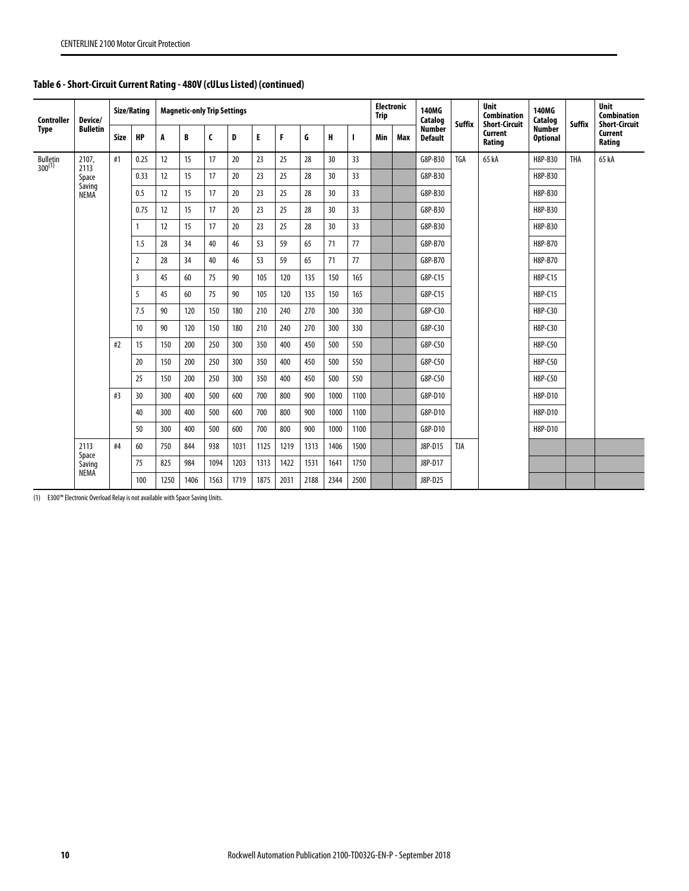## Table 6 - Short-Circuit Current Rating - 480V (cULus Listed) (continued)

| Controller Type | Device/ Bulletin | Size/Rating | | Magnetic-only Trip Settings | | | | | | | | | Electronic Trip | | 140MG Catalog Number Default | Suffix | Unit Combination Short-Circuit Current Rating | 140MG Catalog Number Optional | Suffix | Unit Combination Short-Circuit Current Rating |
|---|---|---|---|---|---|---|---|---|---|---|---|---|---|---|---|---|---|---|---|---|
| | | Size | HP | A | B | C | D | E | F | G | H | I | Min | Max | | | | | | |
| Bulletin 300[1] | 2107, 2113 Space Saving NEMA | #1 | 0.25 | 12 | 15 | 17 | 20 | 23 | 25 | 28 | 30 | 33 | | | G8P-B30 | TGA | 65 kA | H8P-B30 | THA | 65 kA |
| | | | 0.33 | 12 | 15 | 17 | 20 | 23 | 25 | 28 | 30 | 33 | | | G8P-B30 | | | H8P-B30 | | |
| | | | 0.5 | 12 | 15 | 17 | 20 | 23 | 25 | 28 | 30 | 33 | | | G8P-B30 | | | H8P-B30 | | |
| | | | 0.75 | 12 | 15 | 17 | 20 | 23 | 25 | 28 | 30 | 33 | | | G8P-B30 | | | H8P-B30 | | |
| | | | 1 | 12 | 15 | 17 | 20 | 23 | 25 | 28 | 30 | 33 | | | G8P-B30 | | | H8P-B30 | | |
| | | | 1.5 | 28 | 34 | 40 | 46 | 53 | 59 | 65 | 71 | 77 | | | G8P-B70 | | | H8P-B70 | | |
| | | | 2 | 28 | 34 | 40 | 46 | 53 | 59 | 65 | 71 | 77 | | | G8P-B70 | | | H8P-B70 | | |
| | | | 3 | 45 | 60 | 75 | 90 | 105 | 120 | 135 | 150 | 165 | | | G8P-C15 | | | H8P-C15 | | |
| | | | 5 | 45 | 60 | 75 | 90 | 105 | 120 | 135 | 150 | 165 | | | G8P-C15 | | | H8P-C15 | | |
| | | | 7.5 | 90 | 120 | 150 | 180 | 210 | 240 | 270 | 300 | 330 | | | G8P-C30 | | | H8P-C30 | | |
| | | | 10 | 90 | 120 | 150 | 180 | 210 | 240 | 270 | 300 | 330 | | | G8P-C30 | | | H8P-C30 | | |
| | | #2 | 15 | 150 | 200 | 250 | 300 | 350 | 400 | 450 | 500 | 550 | | | G8P-C50 | | | H8P-C50 | | |
| | | | 20 | 150 | 200 | 250 | 300 | 350 | 400 | 450 | 500 | 550 | | | G8P-C50 | | | H8P-C50 | | |
| | | | 25 | 150 | 200 | 250 | 300 | 350 | 400 | 450 | 500 | 550 | | | G8P-C50 | | | H8P-C50 | | |
| | | #3 | 30 | 300 | 400 | 500 | 600 | 700 | 800 | 900 | 1000 | 1100 | | | G8P-D10 | | | H8P-D10 | | |
| | | | 40 | 300 | 400 | 500 | 600 | 700 | 800 | 900 | 1000 | 1100 | | | G8P-D10 | | | H8P-D10 | | |
| | | | 50 | 300 | 400 | 500 | 600 | 700 | 800 | 900 | 1000 | 1100 | | | G8P-D10 | | | H8P-D10 | | |
| | 2113 Space Saving NEMA | #4 | 60 | 750 | 844 | 938 | 1031 | 1125 | 1219 | 1313 | 1406 | 1500 | | | J8P-D15 | TJA | | | | |
| | | | 75 | 825 | 984 | 1094 | 1203 | 1313 | 1422 | 1531 | 1641 | 1750 | | | J8P-D17 | | | | | |
| | | | 100 | 1250 | 1406 | 1563 | 1719 | 1875 | 2031 | 2188 | 2344 | 2500 | | | J8P-D25 | | | | | |

(1) E300™ Electronic Overload Relay is not available with Space Saving Units.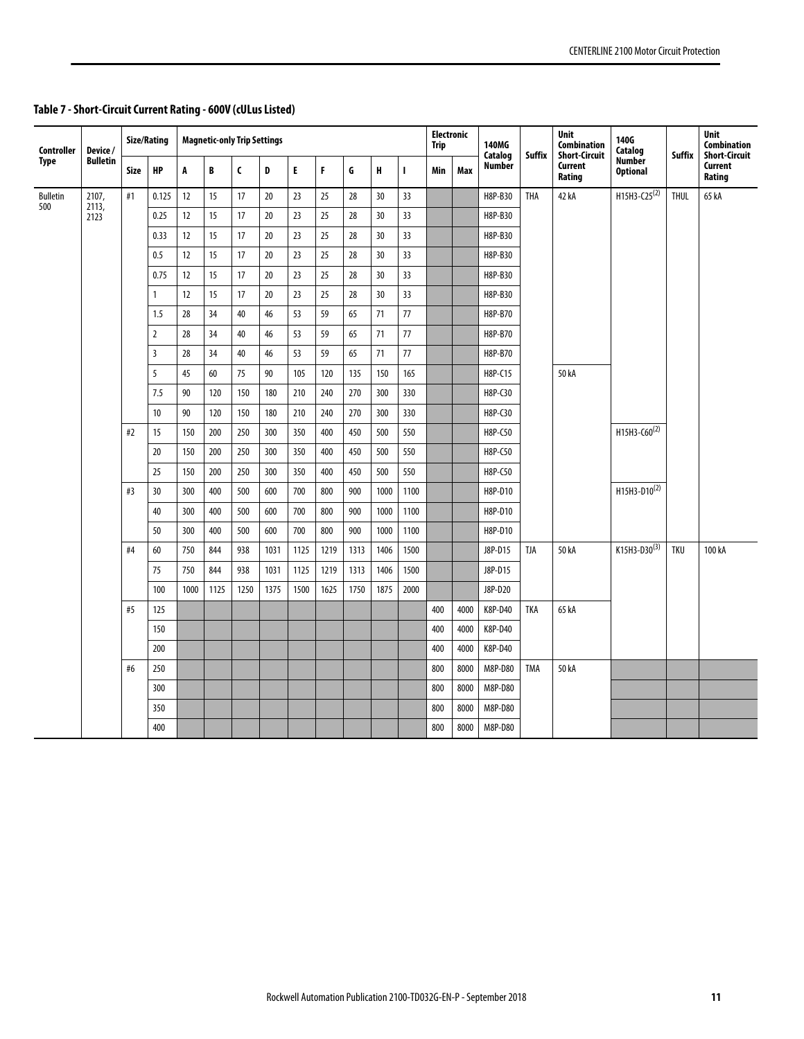## Table 7 - Short-Circuit Current Rating - 600V (cULus Listed)

| Controller Type | Device / Bulletin | Size/Rating | | Magnetic-only Trip Settings | | | | | | | | | Electronic Trip | | 140MG Catalog Number | Suffix | Unit Combination Short-Circuit Current Rating | 140G Catalog Number Optional | Suffix | Unit Combination Short-Circuit Current Rating |
|---|---|---|---|---|---|---|---|---|---|---|---|---|---|---|---|---|---|---|---|---|
| | | Size | HP | A | B | C | D | E | F | G | H | I | Min | Max | | | | | | |
| Bulletin 500 | 2107, 2113, 2123 | #1 | 0.125 | 12 | 15 | 17 | 20 | 23 | 25 | 28 | 30 | 33 | | | H8P-B30 | THA | 42 kA | H15H3-C25(2) | THUL | 65 kA |
| | | | 0.25 | 12 | 15 | 17 | 20 | 23 | 25 | 28 | 30 | 33 | | | H8P-B30 | | | | | |
| | | | 0.33 | 12 | 15 | 17 | 20 | 23 | 25 | 28 | 30 | 33 | | | H8P-B30 | | | | | |
| | | | 0.5 | 12 | 15 | 17 | 20 | 23 | 25 | 28 | 30 | 33 | | | H8P-B30 | | | | | |
| | | | 0.75 | 12 | 15 | 17 | 20 | 23 | 25 | 28 | 30 | 33 | | | H8P-B30 | | | | | |
| | | | 1 | 12 | 15 | 17 | 20 | 23 | 25 | 28 | 30 | 33 | | | H8P-B30 | | | | | |
| | | | 1.5 | 28 | 34 | 40 | 46 | 53 | 59 | 65 | 71 | 77 | | | H8P-B70 | | | | | |
| | | | 2 | 28 | 34 | 40 | 46 | 53 | 59 | 65 | 71 | 77 | | | H8P-B70 | | | | | |
| | | | 3 | 28 | 34 | 40 | 46 | 53 | 59 | 65 | 71 | 77 | | | H8P-B70 | | | | | |
| | | | 5 | 45 | 60 | 75 | 90 | 105 | 120 | 135 | 150 | 165 | | | H8P-C15 | | 50 kA | | | |
| | | | 7.5 | 90 | 120 | 150 | 180 | 210 | 240 | 270 | 300 | 330 | | | H8P-C30 | | | | | |
| | | | 10 | 90 | 120 | 150 | 180 | 210 | 240 | 270 | 300 | 330 | | | H8P-C30 | | | | | |
| | | #2 | 15 | 150 | 200 | 250 | 300 | 350 | 400 | 450 | 500 | 550 | | | H8P-C50 | | | H15H3-C60(2) | | |
| | | | 20 | 150 | 200 | 250 | 300 | 350 | 400 | 450 | 500 | 550 | | | H8P-C50 | | | | | |
| | | | 25 | 150 | 200 | 250 | 300 | 350 | 400 | 450 | 500 | 550 | | | H8P-C50 | | | | | |
| | | #3 | 30 | 300 | 400 | 500 | 600 | 700 | 800 | 900 | 1000 | 1100 | | | H8P-D10 | | | H15H3-D10(2) | | |
| | | | 40 | 300 | 400 | 500 | 600 | 700 | 800 | 900 | 1000 | 1100 | | | H8P-D10 | | | | | |
| | | | 50 | 300 | 400 | 500 | 600 | 700 | 800 | 900 | 1000 | 1100 | | | H8P-D10 | | | | | |
| | | #4 | 60 | 750 | 844 | 938 | 1031 | 1125 | 1219 | 1313 | 1406 | 1500 | | | J8P-D15 | TJA | 50 kA | K15H3-D30(3) | TKU | 100 kA |
| | | | 75 | 750 | 844 | 938 | 1031 | 1125 | 1219 | 1313 | 1406 | 1500 | | | J8P-D15 | | | | | |
| | | | 100 | 1000 | 1125 | 1250 | 1375 | 1500 | 1625 | 1750 | 1875 | 2000 | | | J8P-D20 | | | | | |
| | | #5 | 125 | | | | | | | | | | 400 | 4000 | K8P-D40 | TKA | 65 kA | | | |
| | | | 150 | | | | | | | | | | 400 | 4000 | K8P-D40 | | | | | |
| | | | 200 | | | | | | | | | | 400 | 4000 | K8P-D40 | | | | | |
| | | #6 | 250 | | | | | | | | | | 800 | 8000 | M8P-D80 | TMA | 50 kA | | | |
| | | | 300 | | | | | | | | | | 800 | 8000 | M8P-D80 | | | | | |
| | | | 350 | | | | | | | | | | 800 | 8000 | M8P-D80 | | | | | |
| | | | 400 | | | | | | | | | | 800 | 8000 | M8P-D80 | | | | | |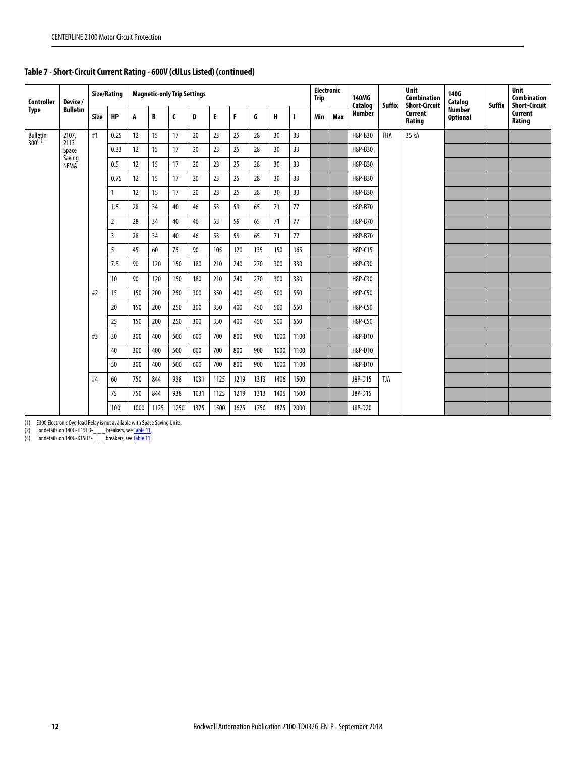## Table 7 - Short-Circuit Current Rating - 600V (cULus Listed) (continued)

| Controller Type | Device / Bulletin | Size/Rating | | Magnetic-only Trip Settings | | | | | | | | | Electronic Trip | | 140MG Catalog Number | Suffix | Unit Combination Short-Circuit Current Rating | 140G Catalog Number Optional | Suffix | Unit Combination Short-Circuit Current Rating |
|---|---|---|---|---|---|---|---|---|---|---|---|---|---|---|---|---|---|---|---|---|
| | | Size | HP | A | B | C | D | E | F | G | H | I | Min | Max | | | | | | |
| Bulletin 300(1) | 2107, 2113 Space Saving NEMA | #1 | 0.25 | 12 | 15 | 17 | 20 | 23 | 25 | 28 | 30 | 33 | | | H8P-B30 | THA | 35 kA | | | |
| | | | 0.33 | 12 | 15 | 17 | 20 | 23 | 25 | 28 | 30 | 33 | | | H8P-B30 | | | | | |
| | | | 0.5 | 12 | 15 | 17 | 20 | 23 | 25 | 28 | 30 | 33 | | | H8P-B30 | | | | | |
| | | | 0.75 | 12 | 15 | 17 | 20 | 23 | 25 | 28 | 30 | 33 | | | H8P-B30 | | | | | |
| | | | 1 | 12 | 15 | 17 | 20 | 23 | 25 | 28 | 30 | 33 | | | H8P-B30 | | | | | |
| | | | 1.5 | 28 | 34 | 40 | 46 | 53 | 59 | 65 | 71 | 77 | | | H8P-B70 | | | | | |
| | | | 2 | 28 | 34 | 40 | 46 | 53 | 59 | 65 | 71 | 77 | | | H8P-B70 | | | | | |
| | | | 3 | 28 | 34 | 40 | 46 | 53 | 59 | 65 | 71 | 77 | | | H8P-B70 | | | | | |
| | | | 5 | 45 | 60 | 75 | 90 | 105 | 120 | 135 | 150 | 165 | | | H8P-C15 | | | | | |
| | | | 7.5 | 90 | 120 | 150 | 180 | 210 | 240 | 270 | 300 | 330 | | | H8P-C30 | | | | | |
| | | | 10 | 90 | 120 | 150 | 180 | 210 | 240 | 270 | 300 | 330 | | | H8P-C30 | | | | | |
| | | #2 | 15 | 150 | 200 | 250 | 300 | 350 | 400 | 450 | 500 | 550 | | | H8P-C50 | | | | | |
| | | | 20 | 150 | 200 | 250 | 300 | 350 | 400 | 450 | 500 | 550 | | | H8P-C50 | | | | | |
| | | | 25 | 150 | 200 | 250 | 300 | 350 | 400 | 450 | 500 | 550 | | | H8P-C50 | | | | | |
| | | #3 | 30 | 300 | 400 | 500 | 600 | 700 | 800 | 900 | 1000 | 1100 | | | H8P-D10 | | | | | |
| | | | 40 | 300 | 400 | 500 | 600 | 700 | 800 | 900 | 1000 | 1100 | | | H8P-D10 | | | | | |
| | | | 50 | 300 | 400 | 500 | 600 | 700 | 800 | 900 | 1000 | 1100 | | | H8P-D10 | | | | | |
| | | #4 | 60 | 750 | 844 | 938 | 1031 | 1125 | 1219 | 1313 | 1406 | 1500 | | | J8P-D15 | TJA | | | | |
| | | | 75 | 750 | 844 | 938 | 1031 | 1125 | 1219 | 1313 | 1406 | 1500 | | | J8P-D15 | | | | | |
| | | | 100 | 1000 | 1125 | 1250 | 1375 | 1500 | 1625 | 1750 | 1875 | 2000 | | | J8P-D20 | | | | | |

(1) E300 Electronic Overload Relay is not available with Space Saving Units.
(2) For details on 140G-H15H3-_ _ _ breakers, see Table 11.
(3) For details on 140G-K15H3-_ _ _ breakers, see Table 11.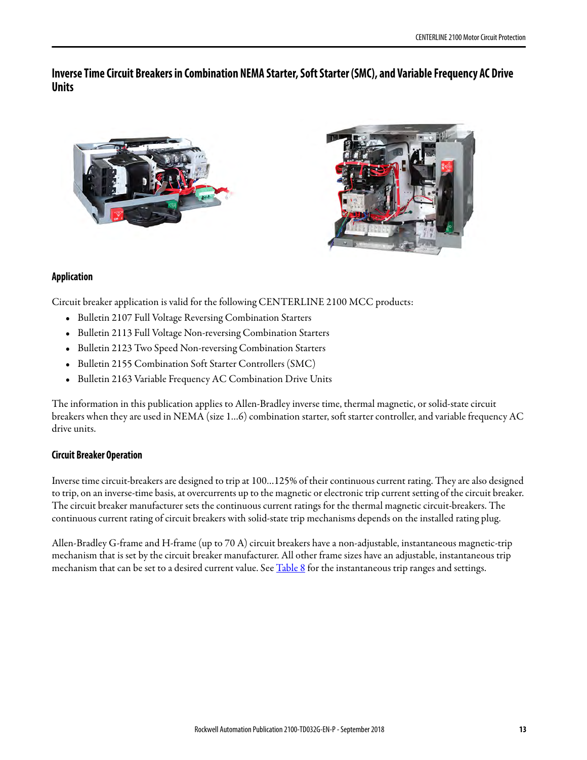## Inverse Time Circuit Breakers in Combination NEMA Starter, Soft Starter (SMC), and Variable Frequency AC Drive Units

### Application

Circuit breaker application is valid for the following CENTERLINE 2100 MCC products:

- Bulletin 2107 Full Voltage Reversing Combination Starters
- Bulletin 2113 Full Voltage Non-reversing Combination Starters
- Bulletin 2123 Two Speed Non-reversing Combination Starters
- Bulletin 2155 Combination Soft Starter Controllers (SMC)
- Bulletin 2163 Variable Frequency AC Combination Drive Units

The information in this publication applies to Allen-Bradley inverse time, thermal magnetic, or solid-state circuit breakers when they are used in NEMA (size 1…6) combination starter, soft starter controller, and variable frequency AC drive units.

### Circuit Breaker Operation

Inverse time circuit-breakers are designed to trip at 100…125% of their continuous current rating. They are also designed to trip, on an inverse-time basis, at overcurrents up to the magnetic or electronic trip current setting of the circuit breaker. The circuit breaker manufacturer sets the continuous current ratings for the thermal magnetic circuit-breakers. The continuous current rating of circuit breakers with solid-state trip mechanisms depends on the installed rating plug.

Allen-Bradley G-frame and H-frame (up to 70 A) circuit breakers have a non-adjustable, instantaneous magnetic-trip mechanism that is set by the circuit breaker manufacturer. All other frame sizes have an adjustable, instantaneous trip mechanism that can be set to a desired current value. See Table 8 for the instantaneous trip ranges and settings.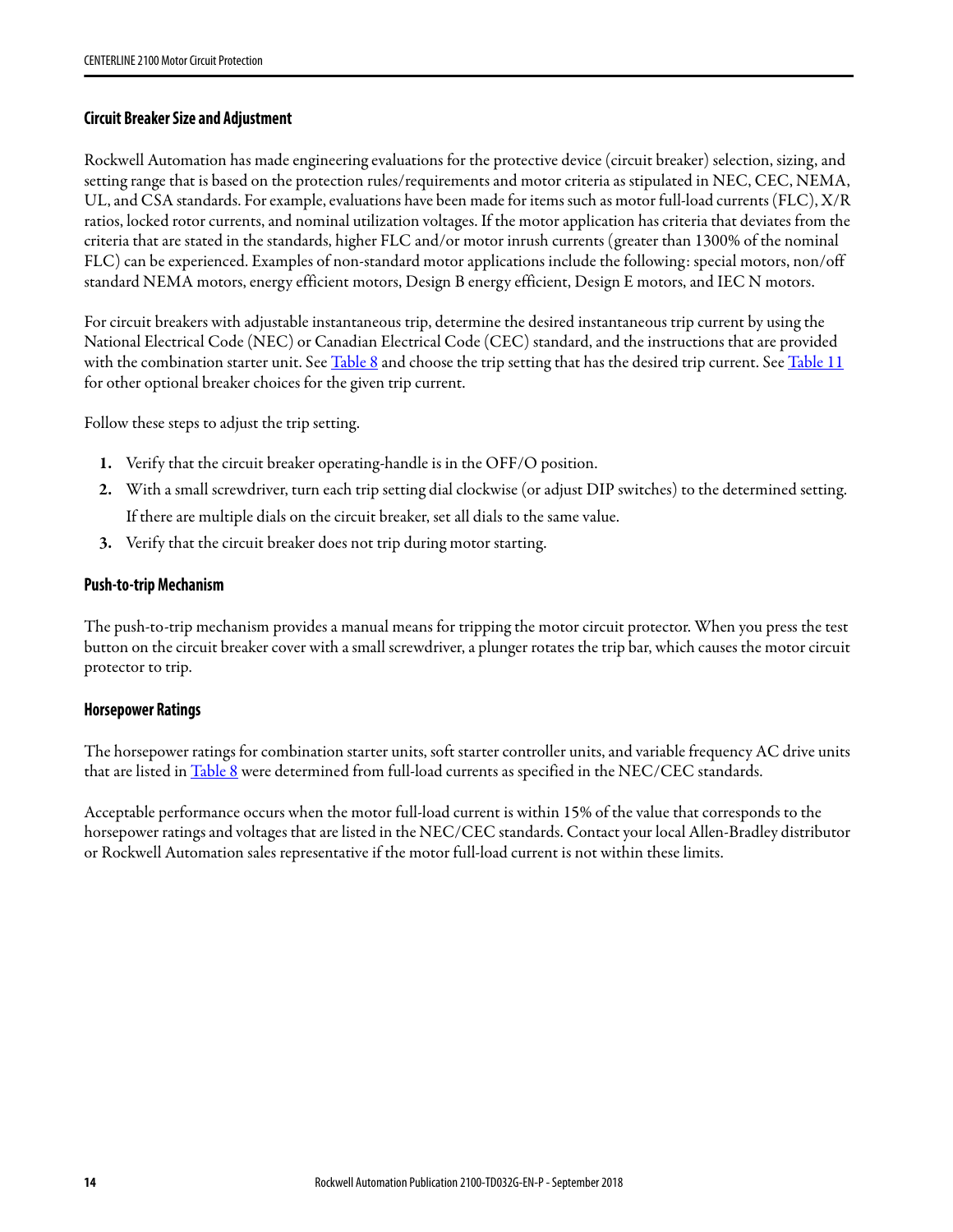### Circuit Breaker Size and Adjustment

Rockwell Automation has made engineering evaluations for the protective device (circuit breaker) selection, sizing, and setting range that is based on the protection rules/requirements and motor criteria as stipulated in NEC, CEC, NEMA, UL, and CSA standards. For example, evaluations have been made for items such as motor full-load currents (FLC), X/R ratios, locked rotor currents, and nominal utilization voltages. If the motor application has criteria that deviates from the criteria that are stated in the standards, higher FLC and/or motor inrush currents (greater than 1300% of the nominal FLC) can be experienced. Examples of non-standard motor applications include the following: special motors, non/off standard NEMA motors, energy efficient motors, Design B energy efficient, Design E motors, and IEC N motors.

For circuit breakers with adjustable instantaneous trip, determine the desired instantaneous trip current by using the National Electrical Code (NEC) or Canadian Electrical Code (CEC) standard, and the instructions that are provided with the combination starter unit. See Table 8 and choose the trip setting that has the desired trip current. See Table 11 for other optional breaker choices for the given trip current.

Follow these steps to adjust the trip setting.

1. Verify that the circuit breaker operating-handle is in the OFF/O position.
2. With a small screwdriver, turn each trip setting dial clockwise (or adjust DIP switches) to the determined setting.

   If there are multiple dials on the circuit breaker, set all dials to the same value.
3. Verify that the circuit breaker does not trip during motor starting.

### Push-to-trip Mechanism

The push-to-trip mechanism provides a manual means for tripping the motor circuit protector. When you press the test button on the circuit breaker cover with a small screwdriver, a plunger rotates the trip bar, which causes the motor circuit protector to trip.

### Horsepower Ratings

The horsepower ratings for combination starter units, soft starter controller units, and variable frequency AC drive units that are listed in Table 8 were determined from full-load currents as specified in the NEC/CEC standards.

Acceptable performance occurs when the motor full-load current is within 15% of the value that corresponds to the horsepower ratings and voltages that are listed in the NEC/CEC standards. Contact your local Allen-Bradley distributor or Rockwell Automation sales representative if the motor full-load current is not within these limits.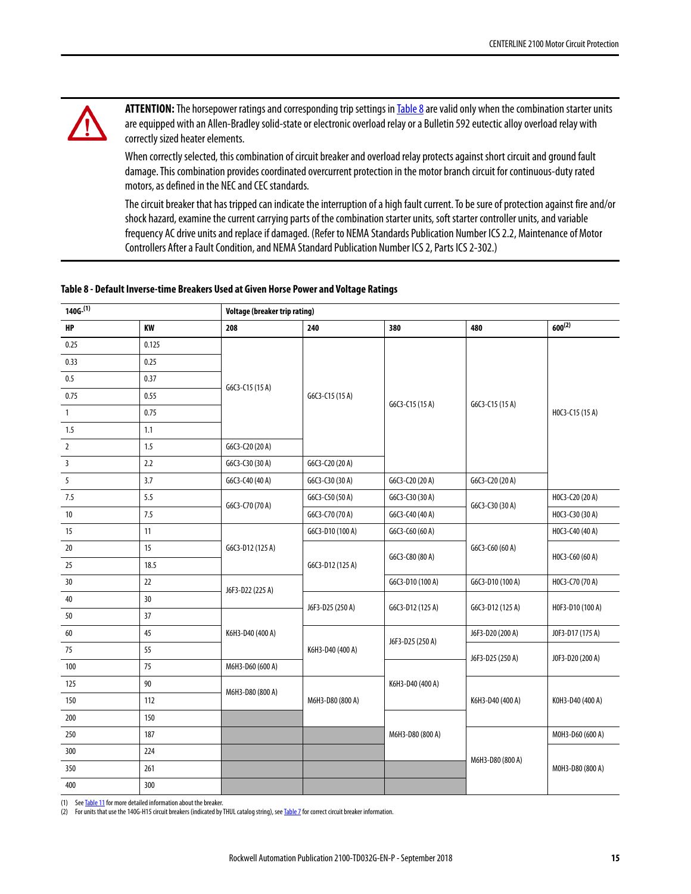**ATTENTION:** The horsepower ratings and corresponding trip settings in Table 8 are valid only when the combination starter units are equipped with an Allen-Bradley solid-state or electronic overload relay or a Bulletin 592 eutectic alloy overload relay with correctly sized heater elements.

When correctly selected, this combination of circuit breaker and overload relay protects against short circuit and ground fault damage. This combination provides coordinated overcurrent protection in the motor branch circuit for continuous-duty rated motors, as defined in the NEC and CEC standards.

The circuit breaker that has tripped can indicate the interruption of a high fault current. To be sure of protection against fire and/or shock hazard, examine the current carrying parts of the combination starter units, soft starter controller units, and variable frequency AC drive units and replace if damaged. (Refer to NEMA Standards Publication Number ICS 2.2, Maintenance of Motor Controllers After a Fault Condition, and NEMA Standard Publication Number ICS 2, Parts ICS 2-302.)

**Table 8 - Default Inverse-time Breakers Used at Given Horse Power and Voltage Ratings**

| 140G-(1) | | Voltage (breaker trip rating) | | | | |
|---|---|---|---|---|---|---|
| **HP** | **KW** | **208** | **240** | **380** | **480** | **600(2)** |
| 0.25 | 0.125 | G6C3-C15 (15 A) | G6C3-C15 (15 A) | G6C3-C15 (15 A) | G6C3-C15 (15 A) | H0C3-C15 (15 A) |
| 0.33 | 0.25 | G6C3-C15 (15 A) | G6C3-C15 (15 A) | G6C3-C15 (15 A) | G6C3-C15 (15 A) | H0C3-C15 (15 A) |
| 0.5 | 0.37 | G6C3-C15 (15 A) | G6C3-C15 (15 A) | G6C3-C15 (15 A) | G6C3-C15 (15 A) | H0C3-C15 (15 A) |
| 0.75 | 0.55 | G6C3-C15 (15 A) | G6C3-C15 (15 A) | G6C3-C15 (15 A) | G6C3-C15 (15 A) | H0C3-C15 (15 A) |
| 1 | 0.75 | G6C3-C15 (15 A) | G6C3-C15 (15 A) | G6C3-C15 (15 A) | G6C3-C15 (15 A) | H0C3-C15 (15 A) |
| 1.5 | 1.1 | G6C3-C15 (15 A) | G6C3-C15 (15 A) | G6C3-C15 (15 A) | G6C3-C15 (15 A) | H0C3-C15 (15 A) |
| 2 | 1.5 | G6C3-C20 (20 A) | G6C3-C15 (15 A) | G6C3-C15 (15 A) | G6C3-C15 (15 A) | H0C3-C15 (15 A) |
| 3 | 2.2 | G6C3-C30 (30 A) | G6C3-C20 (20 A) | G6C3-C15 (15 A) | G6C3-C15 (15 A) | H0C3-C15 (15 A) |
| 5 | 3.7 | G6C3-C40 (40 A) | G6C3-C30 (30 A) | G6C3-C20 (20 A) | G6C3-C20 (20 A) | H0C3-C15 (15 A) |
| 7.5 | 5.5 | G6C3-C70 (70 A) | G6C3-C50 (50 A) | G6C3-C30 (30 A) | G6C3-C30 (30 A) | H0C3-C20 (20 A) |
| 10 | 7.5 | G6C3-C70 (70 A) | G6C3-C70 (70 A) | G6C3-C40 (40 A) | G6C3-C30 (30 A) | H0C3-C30 (30 A) |
| 15 | 11 | G6C3-D12 (125 A) | G6C3-D10 (100 A) | G6C3-C60 (60 A) | G6C3-C60 (60 A) | H0C3-C40 (40 A) |
| 20 | 15 | G6C3-D12 (125 A) | G6C3-D12 (125 A) | G6C3-C80 (80 A) | G6C3-C60 (60 A) | H0C3-C60 (60 A) |
| 25 | 18.5 | G6C3-D12 (125 A) | G6C3-D12 (125 A) | G6C3-C80 (80 A) | G6C3-C60 (60 A) | H0C3-C60 (60 A) |
| 30 | 22 | J6F3-D22 (225 A) | G6C3-D12 (125 A) | G6C3-D10 (100 A) | G6C3-D10 (100 A) | H0C3-C70 (70 A) |
| 40 | 30 | J6F3-D22 (225 A) | J6F3-D25 (250 A) | G6C3-D12 (125 A) | G6C3-D12 (125 A) | H0F3-D10 (100 A) |
| 50 | 37 | K6H3-D40 (400 A) | J6F3-D25 (250 A) | G6C3-D12 (125 A) | G6C3-D12 (125 A) | H0F3-D10 (100 A) |
| 60 | 45 | K6H3-D40 (400 A) | K6H3-D40 (400 A) | J6F3-D25 (250 A) | J6F3-D20 (200 A) | J0F3-D17 (175 A) |
| 75 | 55 | K6H3-D40 (400 A) | K6H3-D40 (400 A) | J6F3-D25 (250 A) | J6F3-D25 (250 A) | J0F3-D20 (200 A) |
| 100 | 75 | M6H3-D60 (600 A) | K6H3-D40 (400 A) | K6H3-D40 (400 A) | J6F3-D25 (250 A) | J0F3-D20 (200 A) |
| 125 | 90 | M6H3-D80 (800 A) | M6H3-D80 (800 A) | K6H3-D40 (400 A) | K6H3-D40 (400 A) | K0H3-D40 (400 A) |
| 150 | 112 | M6H3-D80 (800 A) | M6H3-D80 (800 A) | K6H3-D40 (400 A) | K6H3-D40 (400 A) | K0H3-D40 (400 A) |
| 200 | 150 | | M6H3-D80 (800 A) | M6H3-D80 (800 A) | K6H3-D40 (400 A) | K0H3-D40 (400 A) |
| 250 | 187 | | | M6H3-D80 (800 A) | M6H3-D80 (800 A) | M0H3-D60 (600 A) |
| 300 | 224 | | | M6H3-D80 (800 A) | M6H3-D80 (800 A) | M0H3-D80 (800 A) |
| 350 | 261 | | | | M6H3-D80 (800 A) | M0H3-D80 (800 A) |
| 400 | 300 | | | | M6H3-D80 (800 A) | M0H3-D80 (800 A) |

(1) See Table 11 for more detailed information about the breaker.
(2) For units that use the 140G-H15 circuit breakers (indicated by THUL catalog string), see Table 7 for correct circuit breaker information.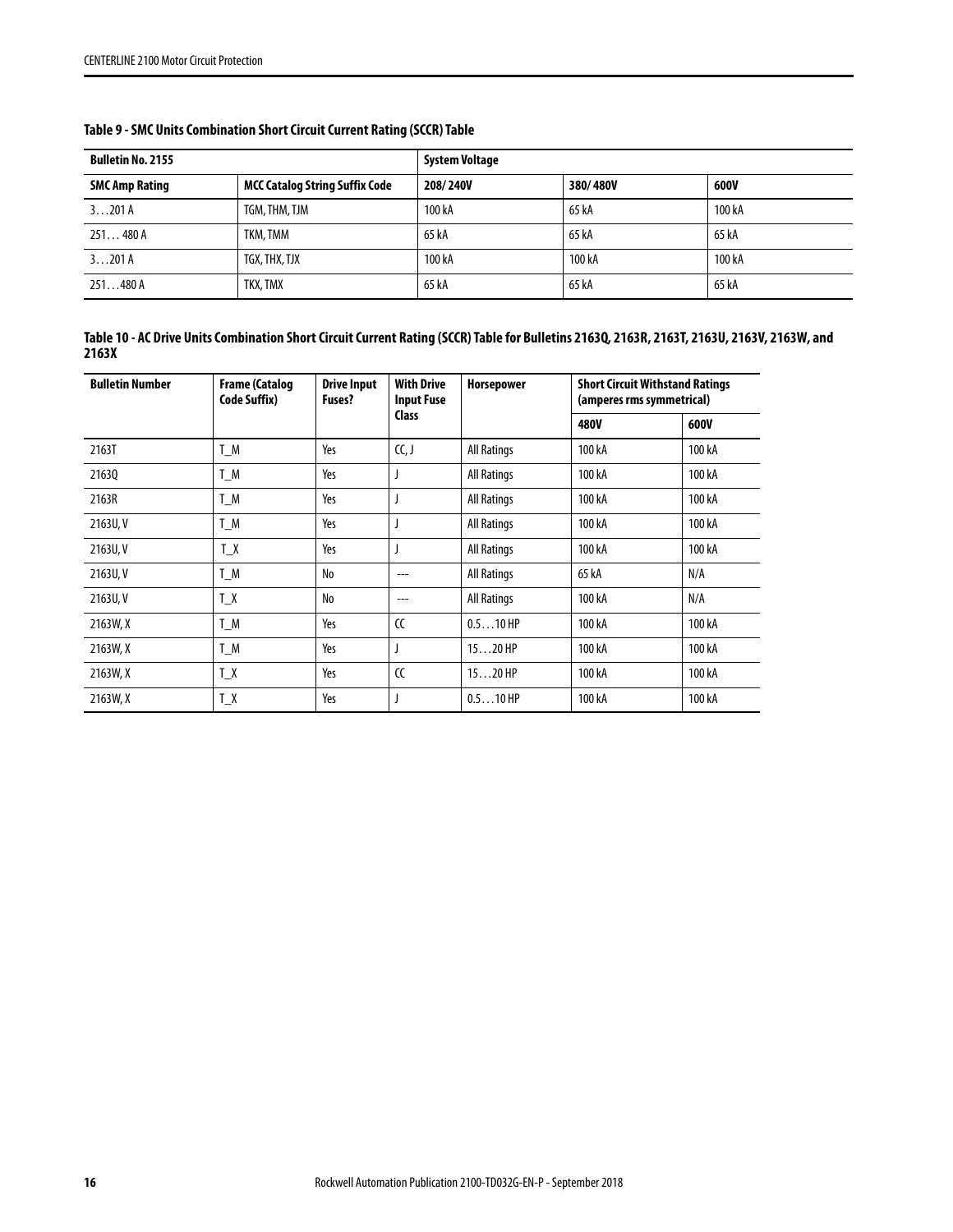**Table 9 - SMC Units Combination Short Circuit Current Rating (SCCR) Table**

| Bulletin No. 2155 | | System Voltage | | |
|---|---|---|---|---|
| SMC Amp Rating | MCC Catalog String Suffix Code | 208/240V | 380/480V | 600V |
| 3…201 A | TGM, THM, TJM | 100 kA | 65 kA | 100 kA |
| 251… 480 A | TKM, TMM | 65 kA | 65 kA | 65 kA |
| 3…201 A | TGX, THX, TJX | 100 kA | 100 kA | 100 kA |
| 251…480 A | TKX, TMX | 65 kA | 65 kA | 65 kA |

**Table 10 - AC Drive Units Combination Short Circuit Current Rating (SCCR) Table for Bulletins 2163Q, 2163R, 2163T, 2163U, 2163V, 2163W, and 2163X**

| Bulletin Number | Frame (Catalog Code Suffix) | Drive Input Fuses? | With Drive Input Fuse Class | Horsepower | Short Circuit Withstand Ratings (amperes rms symmetrical) | |
|---|---|---|---|---|---|---|
| | | | | | 480V | 600V |
| 2163T | T_M | Yes | CC, J | All Ratings | 100 kA | 100 kA |
| 2163Q | T_M | Yes | J | All Ratings | 100 kA | 100 kA |
| 2163R | T_M | Yes | J | All Ratings | 100 kA | 100 kA |
| 2163U, V | T_M | Yes | J | All Ratings | 100 kA | 100 kA |
| 2163U, V | T_X | Yes | J | All Ratings | 100 kA | 100 kA |
| 2163U, V | T_M | No | --- | All Ratings | 65 kA | N/A |
| 2163U, V | T_X | No | --- | All Ratings | 100 kA | N/A |
| 2163W, X | T_M | Yes | CC | 0.5…10 HP | 100 kA | 100 kA |
| 2163W, X | T_M | Yes | J | 15…20 HP | 100 kA | 100 kA |
| 2163W, X | T_X | Yes | CC | 15…20 HP | 100 kA | 100 kA |
| 2163W, X | T_X | Yes | J | 0.5…10 HP | 100 kA | 100 kA |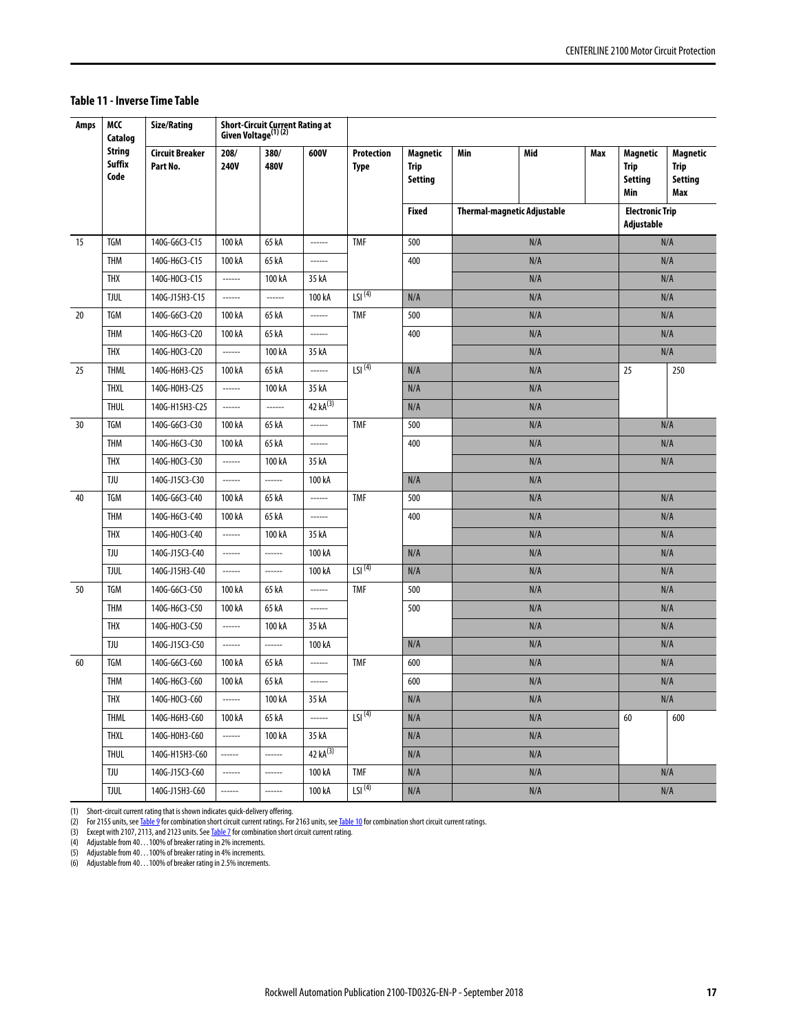### Table 11 - Inverse Time Table

| Amps | MCC Catalog String Suffix Code | Size/Rating Circuit Breaker Part No. | Short-Circuit Current Rating at Given Voltage(1) (2) 208/240V | 380/480V | 600V | Protection Type | Magnetic Trip Setting (Fixed) | Min (Thermal-magnetic Adjustable) | Mid | Max | Magnetic Trip Setting Min (Electronic Trip Adjustable) | Magnetic Trip Setting Max |
|---|---|---|---|---|---|---|---|---|---|---|---|---|
| 15 | TGM | 140G-G6C3-C15 | 100 kA | 65 kA | ------ | TMF | 500 | N/A | | | N/A | |
| | THM | 140G-H6C3-C15 | 100 kA | 65 kA | ------ | | 400 | N/A | | | N/A | |
| | THX | 140G-H0C3-C15 | ------ | 100 kA | 35 kA | | | N/A | | | N/A | |
| | TJUL | 140G-J15H3-C15 | ------ | ------ | 100 kA | LSI (4) | N/A | N/A | | | N/A | |
| 20 | TGM | 140G-G6C3-C20 | 100 kA | 65 kA | ------ | TMF | 500 | N/A | | | N/A | |
| | THM | 140G-H6C3-C20 | 100 kA | 65 kA | ------ | | 400 | N/A | | | N/A | |
| | THX | 140G-H0C3-C20 | ------ | 100 kA | 35 kA | | | N/A | | | N/A | |
| 25 | THML | 140G-H6H3-C25 | 100 kA | 65 kA | ------ | LSI (4) | N/A | N/A | | | 25 | 250 |
| | THXL | 140G-H0H3-C25 | ------ | 100 kA | 35 kA | | N/A | N/A | | | | |
| | THUL | 140G-H15H3-C25 | ------ | ------ | 42 kA(3) | | N/A | N/A | | | | |
| 30 | TGM | 140G-G6C3-C30 | 100 kA | 65 kA | ------ | TMF | 500 | N/A | | | N/A | |
| | THM | 140G-H6C3-C30 | 100 kA | 65 kA | ------ | | 400 | N/A | | | N/A | |
| | THX | 140G-H0C3-C30 | ------ | 100 kA | 35 kA | | | N/A | | | N/A | |
| | TJU | 140G-J15C3-C30 | ------ | ------ | 100 kA | | N/A | N/A | | | | |
| 40 | TGM | 140G-G6C3-C40 | 100 kA | 65 kA | ------ | TMF | 500 | N/A | | | N/A | |
| | THM | 140G-H6C3-C40 | 100 kA | 65 kA | ------ | | 400 | N/A | | | N/A | |
| | THX | 140G-H0C3-C40 | ------ | 100 kA | 35 kA | | | N/A | | | N/A | |
| | TJU | 140G-J15C3-C40 | ------ | ------ | 100 kA | | N/A | N/A | | | N/A | |
| | TJUL | 140G-J15H3-C40 | ------ | ------ | 100 kA | LSI (4) | N/A | N/A | | | N/A | |
| 50 | TGM | 140G-G6C3-C50 | 100 kA | 65 kA | ------ | TMF | 500 | N/A | | | N/A | |
| | THM | 140G-H6C3-C50 | 100 kA | 65 kA | ------ | | 500 | N/A | | | N/A | |
| | THX | 140G-H0C3-C50 | ------ | 100 kA | 35 kA | | | N/A | | | N/A | |
| | TJU | 140G-J15C3-C50 | ------ | ------ | 100 kA | | N/A | N/A | | | N/A | |
| 60 | TGM | 140G-G6C3-C60 | 100 kA | 65 kA | ------ | TMF | 600 | N/A | | | N/A | |
| | THM | 140G-H6C3-C60 | 100 kA | 65 kA | ------ | | 600 | N/A | | | N/A | |
| | THX | 140G-H0C3-C60 | ------ | 100 kA | 35 kA | | N/A | N/A | | | N/A | |
| | THML | 140G-H6H3-C60 | 100 kA | 65 kA | ------ | LSI (4) | N/A | N/A | | | 60 | 600 |
| | THXL | 140G-H0H3-C60 | ------ | 100 kA | 35 kA | | N/A | N/A | | | | |
| | THUL | 140G-H15H3-C60 | ------ | ------ | 42 kA(3) | | N/A | N/A | | | | |
| | TJU | 140G-J15C3-C60 | ------ | ------ | 100 kA | TMF | N/A | N/A | | | N/A | |
| | TJUL | 140G-J15H3-C60 | ------ | ------ | 100 kA | LSI (4) | N/A | N/A | | | N/A | |

(1) Short-circuit current rating that is shown indicates quick-delivery offering.
(2) For 2155 units, see Table 9 for combination short circuit current ratings. For 2163 units, see Table 10 for combination short circuit current ratings.
(3) Except with 2107, 2113, and 2123 units. See Table 7 for combination short circuit current rating.
(4) Adjustable from 40…100% of breaker rating in 2% increments.
(5) Adjustable from 40…100% of breaker rating in 4% increments.
(6) Adjustable from 40…100% of breaker rating in 2.5% increments.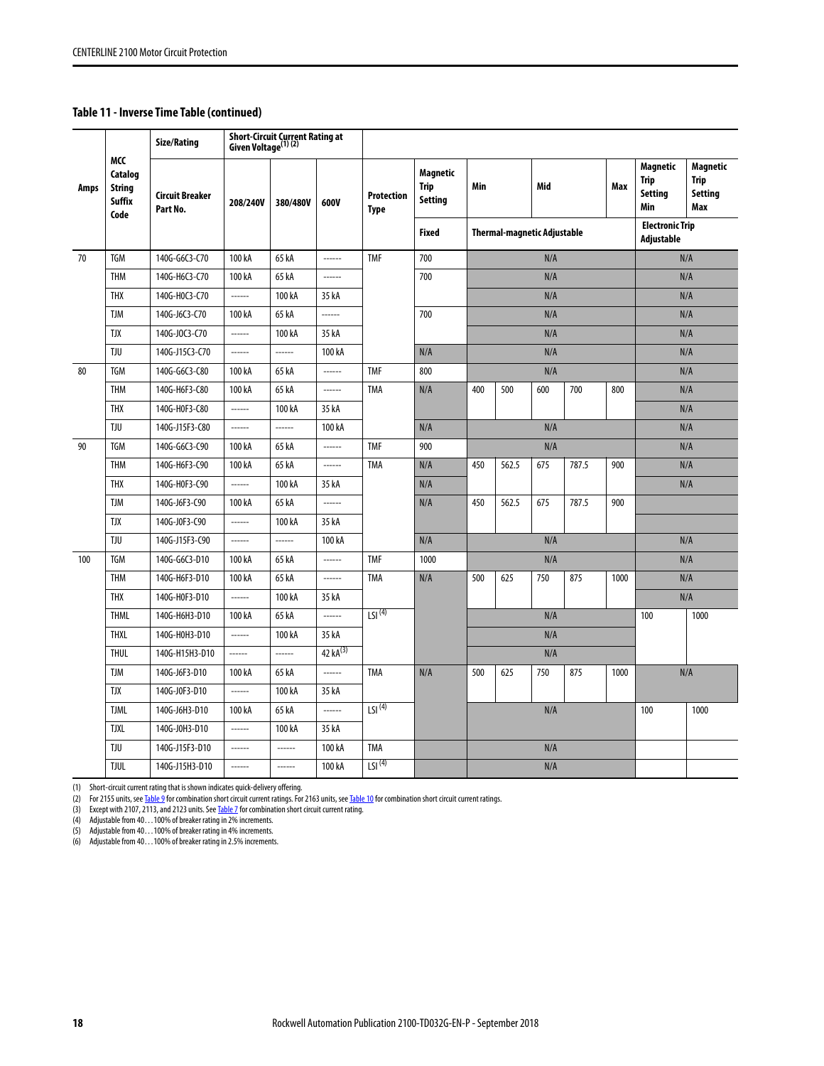## Table 11 - Inverse Time Table (continued)

| Amps | MCC Catalog String Suffix Code | Size/Rating Circuit Breaker Part No. | Short-Circuit Current Rating at Given Voltage(1) (2) 208/240V | 380/480V | 600V | Protection Type | Magnetic Trip Setting Fixed | Min Thermal-magnetic Adjustable | | Mid | | Max | Magnetic Trip Setting Min Electronic Trip Adjustable | Magnetic Trip Setting Max |
|---|---|---|---|---|---|---|---|---|---|---|---|---|---|---|
| 70 | TGM | 140G-G6C3-C70 | 100 kA | 65 kA | ------ | TMF | 700 | N/A | | | | | N/A | |
| | THM | 140G-H6C3-C70 | 100 kA | 65 kA | ------ | | 700 | N/A | | | | | N/A | |
| | THX | 140G-H0C3-C70 | ------ | 100 kA | 35 kA | | | N/A | | | | | N/A | |
| | TJM | 140G-J6C3-C70 | 100 kA | 65 kA | ------ | | 700 | N/A | | | | | N/A | |
| | TJX | 140G-J0C3-C70 | ------ | 100 kA | 35 kA | | | N/A | | | | | N/A | |
| | TJU | 140G-J15C3-C70 | ------ | ------ | 100 kA | | N/A | N/A | | | | | N/A | |
| 80 | TGM | 140G-G6C3-C80 | 100 kA | 65 kA | ------ | TMF | 800 | N/A | | | | | N/A | |
| | THM | 140G-H6F3-C80 | 100 kA | 65 kA | ------ | TMA | N/A | 400 | 500 | 600 | 700 | 800 | N/A | |
| | THX | 140G-H0F3-C80 | ------ | 100 kA | 35 kA | | | | | | | | N/A | |
| | TJU | 140G-J15F3-C80 | ------ | ------ | 100 kA | | N/A | N/A | | | | | N/A | |
| 90 | TGM | 140G-G6C3-C90 | 100 kA | 65 kA | ------ | TMF | 900 | N/A | | | | | N/A | |
| | THM | 140G-H6F3-C90 | 100 kA | 65 kA | ------ | TMA | N/A | 450 | 562.5 | 675 | 787.5 | 900 | N/A | |
| | THX | 140G-H0F3-C90 | ------ | 100 kA | 35 kA | | N/A | | | | | | N/A | |
| | TJM | 140G-J6F3-C90 | 100 kA | 65 kA | ------ | | N/A | 450 | 562.5 | 675 | 787.5 | 900 | | |
| | TJX | 140G-J0F3-C90 | ------ | 100 kA | 35 kA | | | | | | | | | |
| | TJU | 140G-J15F3-C90 | ------ | ------ | 100 kA | | N/A | N/A | | | | | N/A | |
| 100 | TGM | 140G-G6C3-D10 | 100 kA | 65 kA | ------ | TMF | 1000 | N/A | | | | | N/A | |
| | THM | 140G-H6F3-D10 | 100 kA | 65 kA | ------ | TMA | N/A | 500 | 625 | 750 | 875 | 1000 | N/A | |
| | THX | 140G-H0F3-D10 | ------ | 100 kA | 35 kA | | | | | | | | N/A | |
| | THML | 140G-H6H3-D10 | 100 kA | 65 kA | ------ | LSI (4) | | N/A | | | | | 100 | 1000 |
| | THXL | 140G-H0H3-D10 | ------ | 100 kA | 35 kA | | | N/A | | | | | | |
| | THUL | 140G-H15H3-D10 | ------ | ------ | 42 kA(3) | | | N/A | | | | | | |
| | TJM | 140G-J6F3-D10 | 100 kA | 65 kA | ------ | TMA | N/A | 500 | 625 | 750 | 875 | 1000 | N/A | |
| | TJX | 140G-J0F3-D10 | ------ | 100 kA | 35 kA | | | | | | | | | |
| | TJML | 140G-J6H3-D10 | 100 kA | 65 kA | ------ | LSI (4) | | N/A | | | | | 100 | 1000 |
| | TJXL | 140G-J0H3-D10 | ------ | 100 kA | 35 kA | | | | | | | | | |
| | TJU | 140G-J15F3-D10 | ------ | ------ | 100 kA | TMA | | N/A | | | | | | |
| | TJUL | 140G-J15H3-D10 | ------ | ------ | 100 kA | LSI (4) | | N/A | | | | | | |

(1) Short-circuit current rating that is shown indicates quick-delivery offering.
(2) For 2155 units, see Table 9 for combination short circuit current ratings. For 2163 units, see Table 10 for combination short circuit current ratings.
(3) Except with 2107, 2113, and 2123 units. See Table 7 for combination short circuit current rating.
(4) Adjustable from 40…100% of breaker rating in 2% increments.
(5) Adjustable from 40…100% of breaker rating in 4% increments.
(6) Adjustable from 40…100% of breaker rating in 2.5% increments.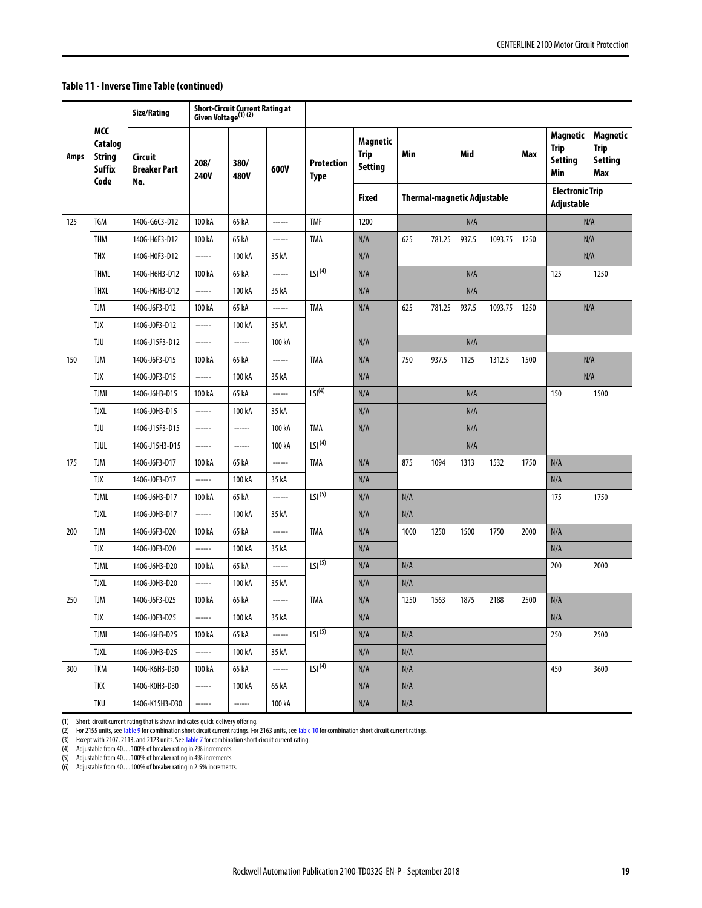**Table 11 - Inverse Time Table (continued)**

| Amps | MCC Catalog String Suffix Code | Size/Rating | Short-Circuit Current Rating at Given Voltage(1) (2) | | | Protection Type | Magnetic Trip Setting | Min | | Mid | | Max | Magnetic Trip Setting Min | Magnetic Trip Setting Max |
|---|---|---|---|---|---|---|---|---|---|---|---|---|---|---|
| | | Circuit Breaker Part No. | 208/ 240V | 380/ 480V | 600V | | Fixed | Thermal-magnetic Adjustable | | | | | Electronic Trip Adjustable | |
| 125 | TGM | 140G-G6C3-D12 | 100 kA | 65 kA | ------ | TMF | 1200 | N/A | | | | | N/A | |
| | THM | 140G-H6F3-D12 | 100 kA | 65 kA | ------ | TMA | N/A | 625 | 781.25 | 937.5 | 1093.75 | 1250 | N/A | |
| | THX | 140G-H0F3-D12 | ------ | 100 kA | 35 kA | | N/A | | | | | | N/A | |
| | THML | 140G-H6H3-D12 | 100 kA | 65 kA | ------ | LSI (4) | N/A | N/A | | | | | 125 | 1250 |
| | THXL | 140G-H0H3-D12 | ------ | 100 kA | 35 kA | | N/A | N/A | | | | | | |
| | TJM | 140G-J6F3-D12 | 100 kA | 65 kA | ------ | TMA | N/A | 625 | 781.25 | 937.5 | 1093.75 | 1250 | N/A | |
| | TJX | 140G-J0F3-D12 | ------ | 100 kA | 35 kA | | | | | | | | | |
| | TJU | 140G-J15F3-D12 | ------ | ------ | 100 kA | | N/A | N/A | | | | | | |
| 150 | TJM | 140G-J6F3-D15 | 100 kA | 65 kA | ------ | TMA | N/A | 750 | 937.5 | 1125 | 1312.5 | 1500 | N/A | |
| | TJX | 140G-J0F3-D15 | ------ | 100 kA | 35 kA | | N/A | | | | | | N/A | |
| | TJML | 140G-J6H3-D15 | 100 kA | 65 kA | ------ | LSI(4) | N/A | N/A | | | | | 150 | 1500 |
| | TJXL | 140G-J0H3-D15 | ------ | 100 kA | 35 kA | | N/A | N/A | | | | | | |
| | TJU | 140G-J15F3-D15 | ------ | ------ | 100 kA | TMA | N/A | N/A | | | | | | |
| | TJUL | 140G-J15H3-D15 | ------ | ------ | 100 kA | LSI (4) | | N/A | | | | | | |
| 175 | TJM | 140G-J6F3-D17 | 100 kA | 65 kA | ------ | TMA | N/A | 875 | 1094 | 1313 | 1532 | 1750 | N/A | |
| | TJX | 140G-J0F3-D17 | ------ | 100 kA | 35 kA | | N/A | | | | | | N/A | |
| | TJML | 140G-J6H3-D17 | 100 kA | 65 kA | ------ | LSI (5) | N/A | N/A | | | | | 175 | 1750 |
| | TJXL | 140G-J0H3-D17 | ------ | 100 kA | 35 kA | | N/A | N/A | | | | | | |
| 200 | TJM | 140G-J6F3-D20 | 100 kA | 65 kA | ------ | TMA | N/A | 1000 | 1250 | 1500 | 1750 | 2000 | N/A | |
| | TJX | 140G-J0F3-D20 | ------ | 100 kA | 35 kA | | N/A | | | | | | N/A | |
| | TJML | 140G-J6H3-D20 | 100 kA | 65 kA | ------ | LSI (5) | N/A | N/A | | | | | 200 | 2000 |
| | TJXL | 140G-J0H3-D20 | ------ | 100 kA | 35 kA | | N/A | N/A | | | | | | |
| 250 | TJM | 140G-J6F3-D25 | 100 kA | 65 kA | ------ | TMA | N/A | 1250 | 1563 | 1875 | 2188 | 2500 | N/A | |
| | TJX | 140G-J0F3-D25 | ------ | 100 kA | 35 kA | | N/A | | | | | | N/A | |
| | TJML | 140G-J6H3-D25 | 100 kA | 65 kA | ------ | LSI (5) | N/A | N/A | | | | | 250 | 2500 |
| | TJXL | 140G-J0H3-D25 | ------ | 100 kA | 35 kA | | N/A | N/A | | | | | | |
| 300 | TKM | 140G-K6H3-D30 | 100 kA | 65 kA | ------ | LSI (4) | N/A | N/A | | | | | 450 | 3600 |
| | TKX | 140G-K0H3-D30 | ------ | 100 kA | 65 kA | | N/A | N/A | | | | | | |
| | TKU | 140G-K15H3-D30 | ------ | ------ | 100 kA | | N/A | N/A | | | | | | |

(1) Short-circuit current rating that is shown indicates quick-delivery offering.
(2) For 2155 units, see Table 9 for combination short circuit current ratings. For 2163 units, see Table 10 for combination short circuit current ratings.
(3) Except with 2107, 2113, and 2123 units. See Table 7 for combination short circuit current rating.
(4) Adjustable from 40…100% of breaker rating in 2% increments.
(5) Adjustable from 40…100% of breaker rating in 4% increments.
(6) Adjustable from 40…100% of breaker rating in 2.5% increments.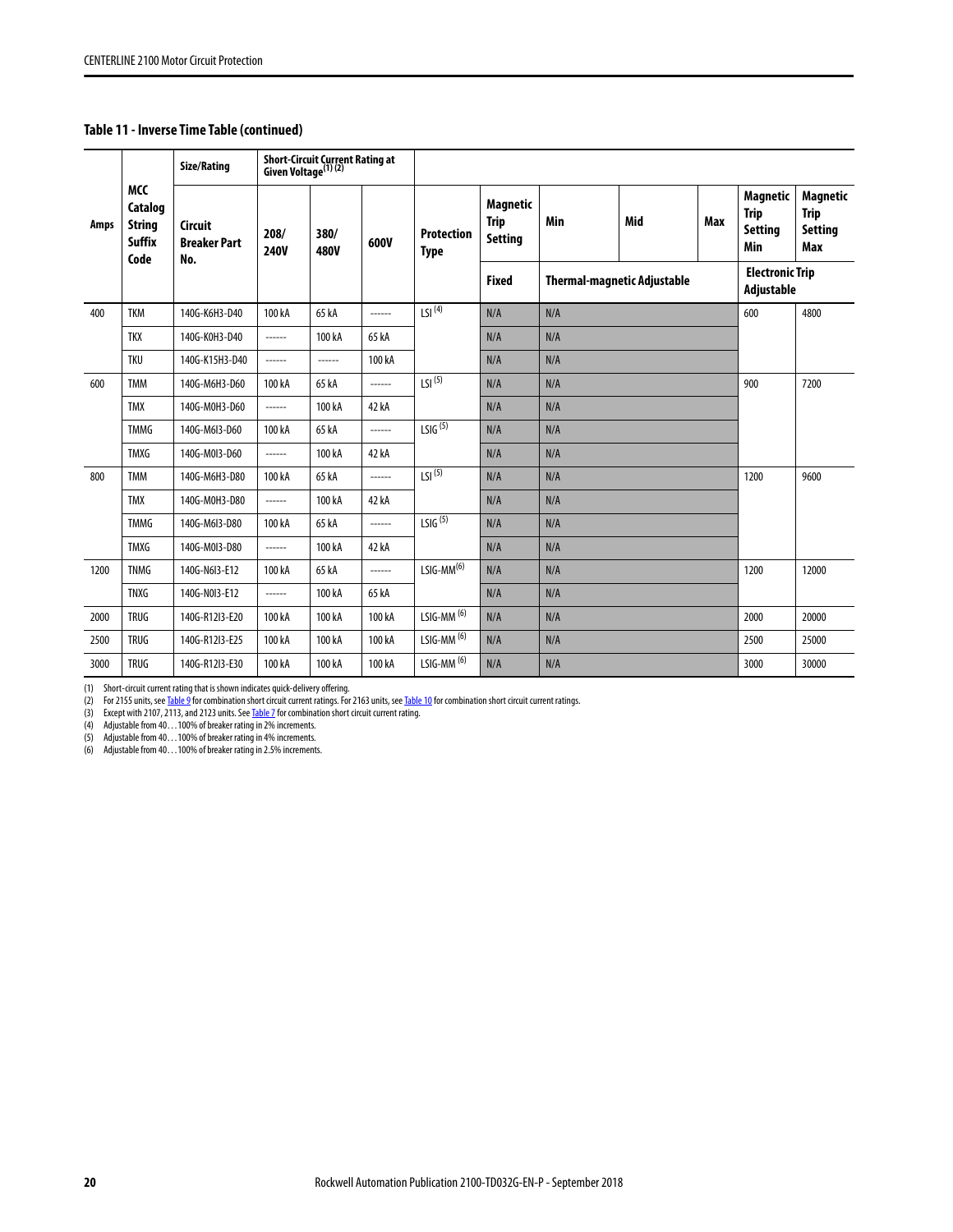**Table 11 - Inverse Time Table (continued)**

| Amps | MCC Catalog String Suffix Code | Size/Rating<br>Circuit Breaker Part No. | Short-Circuit Current Rating at Given Voltage(1) (2)<br>208/240V | 380/480V | 600V | Protection Type | Magnetic Trip Setting<br>Fixed | Min<br>Thermal-magnetic Adjustable | Mid | Max | Magnetic Trip Setting Min<br>Electronic Trip Adjustable | Magnetic Trip Setting Max |
|---|---|---|---|---|---|---|---|---|---|---|---|---|
| 400 | TKM | 140G-K6H3-D40 | 100 kA | 65 kA | ------ | LSI (4) | N/A | N/A | | | 600 | 4800 |
| | TKX | 140G-K0H3-D40 | ------ | 100 kA | 65 kA | | N/A | N/A | | | | |
| | TKU | 140G-K15H3-D40 | ------ | ------ | 100 kA | | N/A | N/A | | | | |
| 600 | TMM | 140G-M6H3-D60 | 100 kA | 65 kA | ------ | LSI (5) | N/A | N/A | | | 900 | 7200 |
| | TMX | 140G-M0H3-D60 | ------ | 100 kA | 42 kA | | N/A | N/A | | | | |
| | TMMG | 140G-M6I3-D60 | 100 kA | 65 kA | ------ | LSIG (5) | N/A | N/A | | | | |
| | TMXG | 140G-M0I3-D60 | ------ | 100 kA | 42 kA | | N/A | N/A | | | | |
| 800 | TMM | 140G-M6H3-D80 | 100 kA | 65 kA | ------ | LSI (5) | N/A | N/A | | | 1200 | 9600 |
| | TMX | 140G-M0H3-D80 | ------ | 100 kA | 42 kA | | N/A | N/A | | | | |
| | TMMG | 140G-M6I3-D80 | 100 kA | 65 kA | ------ | LSIG (5) | N/A | N/A | | | | |
| | TMXG | 140G-M0I3-D80 | ------ | 100 kA | 42 kA | | N/A | N/A | | | | |
| 1200 | TNMG | 140G-N6I3-E12 | 100 kA | 65 kA | ------ | LSIG-MM(6) | N/A | N/A | | | 1200 | 12000 |
| | TNXG | 140G-N0I3-E12 | ------ | 100 kA | 65 kA | | N/A | N/A | | | | |
| 2000 | TRUG | 140G-R12I3-E20 | 100 kA | 100 kA | 100 kA | LSIG-MM (6) | N/A | N/A | | | 2000 | 20000 |
| 2500 | TRUG | 140G-R12I3-E25 | 100 kA | 100 kA | 100 kA | LSIG-MM (6) | N/A | N/A | | | 2500 | 25000 |
| 3000 | TRUG | 140G-R12I3-E30 | 100 kA | 100 kA | 100 kA | LSIG-MM (6) | N/A | N/A | | | 3000 | 30000 |

(1) Short-circuit current rating that is shown indicates quick-delivery offering.
(2) For 2155 units, see Table 9 for combination short circuit current ratings. For 2163 units, see Table 10 for combination short circuit current ratings.
(3) Except with 2107, 2113, and 2123 units. See Table 7 for combination short circuit current rating.
(4) Adjustable from 40…100% of breaker rating in 2% increments.
(5) Adjustable from 40…100% of breaker rating in 4% increments.
(6) Adjustable from 40…100% of breaker rating in 2.5% increments.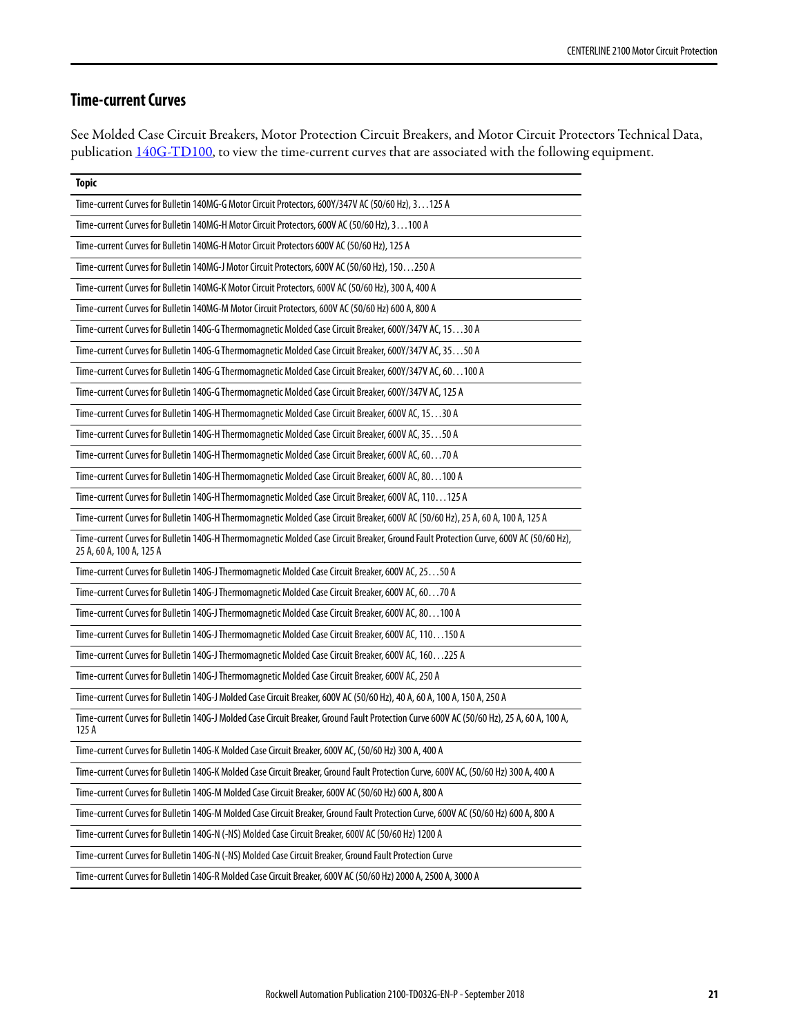## Time-current Curves

See Molded Case Circuit Breakers, Motor Protection Circuit Breakers, and Motor Circuit Protectors Technical Data, publication 140G-TD100, to view the time-current curves that are associated with the following equipment.

| Topic |
|---|
| Time-current Curves for Bulletin 140MG-G Motor Circuit Protectors, 600Y/347V AC (50/60 Hz), 3…125 A |
| Time-current Curves for Bulletin 140MG-H Motor Circuit Protectors, 600V AC (50/60 Hz), 3…100 A |
| Time-current Curves for Bulletin 140MG-H Motor Circuit Protectors 600V AC (50/60 Hz), 125 A |
| Time-current Curves for Bulletin 140MG-J Motor Circuit Protectors, 600V AC (50/60 Hz), 150…250 A |
| Time-current Curves for Bulletin 140MG-K Motor Circuit Protectors, 600V AC (50/60 Hz), 300 A, 400 A |
| Time-current Curves for Bulletin 140MG-M Motor Circuit Protectors, 600V AC (50/60 Hz) 600 A, 800 A |
| Time-current Curves for Bulletin 140G-G Thermomagnetic Molded Case Circuit Breaker, 600Y/347V AC, 15…30 A |
| Time-current Curves for Bulletin 140G-G Thermomagnetic Molded Case Circuit Breaker, 600Y/347V AC, 35…50 A |
| Time-current Curves for Bulletin 140G-G Thermomagnetic Molded Case Circuit Breaker, 600Y/347V AC, 60…100 A |
| Time-current Curves for Bulletin 140G-G Thermomagnetic Molded Case Circuit Breaker, 600Y/347V AC, 125 A |
| Time-current Curves for Bulletin 140G-H Thermomagnetic Molded Case Circuit Breaker, 600V AC, 15…30 A |
| Time-current Curves for Bulletin 140G-H Thermomagnetic Molded Case Circuit Breaker, 600V AC, 35…50 A |
| Time-current Curves for Bulletin 140G-H Thermomagnetic Molded Case Circuit Breaker, 600V AC, 60…70 A |
| Time-current Curves for Bulletin 140G-H Thermomagnetic Molded Case Circuit Breaker, 600V AC, 80…100 A |
| Time-current Curves for Bulletin 140G-H Thermomagnetic Molded Case Circuit Breaker, 600V AC, 110…125 A |
| Time-current Curves for Bulletin 140G-H Thermomagnetic Molded Case Circuit Breaker, 600V AC (50/60 Hz), 25 A, 60 A, 100 A, 125 A |
| Time-current Curves for Bulletin 140G-H Thermomagnetic Molded Case Circuit Breaker, Ground Fault Protection Curve, 600V AC (50/60 Hz), 25 A, 60 A, 100 A, 125 A |
| Time-current Curves for Bulletin 140G-J Thermomagnetic Molded Case Circuit Breaker, 600V AC, 25…50 A |
| Time-current Curves for Bulletin 140G-J Thermomagnetic Molded Case Circuit Breaker, 600V AC, 60…70 A |
| Time-current Curves for Bulletin 140G-J Thermomagnetic Molded Case Circuit Breaker, 600V AC, 80…100 A |
| Time-current Curves for Bulletin 140G-J Thermomagnetic Molded Case Circuit Breaker, 600V AC, 110…150 A |
| Time-current Curves for Bulletin 140G-J Thermomagnetic Molded Case Circuit Breaker, 600V AC, 160…225 A |
| Time-current Curves for Bulletin 140G-J Thermomagnetic Molded Case Circuit Breaker, 600V AC, 250 A |
| Time-current Curves for Bulletin 140G-J Molded Case Circuit Breaker, 600V AC (50/60 Hz), 40 A, 60 A, 100 A, 150 A, 250 A |
| Time-current Curves for Bulletin 140G-J Molded Case Circuit Breaker, Ground Fault Protection Curve 600V AC (50/60 Hz), 25 A, 60 A, 100 A, 125 A |
| Time-current Curves for Bulletin 140G-K Molded Case Circuit Breaker, 600V AC, (50/60 Hz) 300 A, 400 A |
| Time-current Curves for Bulletin 140G-K Molded Case Circuit Breaker, Ground Fault Protection Curve, 600V AC, (50/60 Hz) 300 A, 400 A |
| Time-current Curves for Bulletin 140G-M Molded Case Circuit Breaker, 600V AC (50/60 Hz) 600 A, 800 A |
| Time-current Curves for Bulletin 140G-M Molded Case Circuit Breaker, Ground Fault Protection Curve, 600V AC (50/60 Hz) 600 A, 800 A |
| Time-current Curves for Bulletin 140G-N (-NS) Molded Case Circuit Breaker, 600V AC (50/60 Hz) 1200 A |
| Time-current Curves for Bulletin 140G-N (-NS) Molded Case Circuit Breaker, Ground Fault Protection Curve |
| Time-current Curves for Bulletin 140G-R Molded Case Circuit Breaker, 600V AC (50/60 Hz) 2000 A, 2500 A, 3000 A |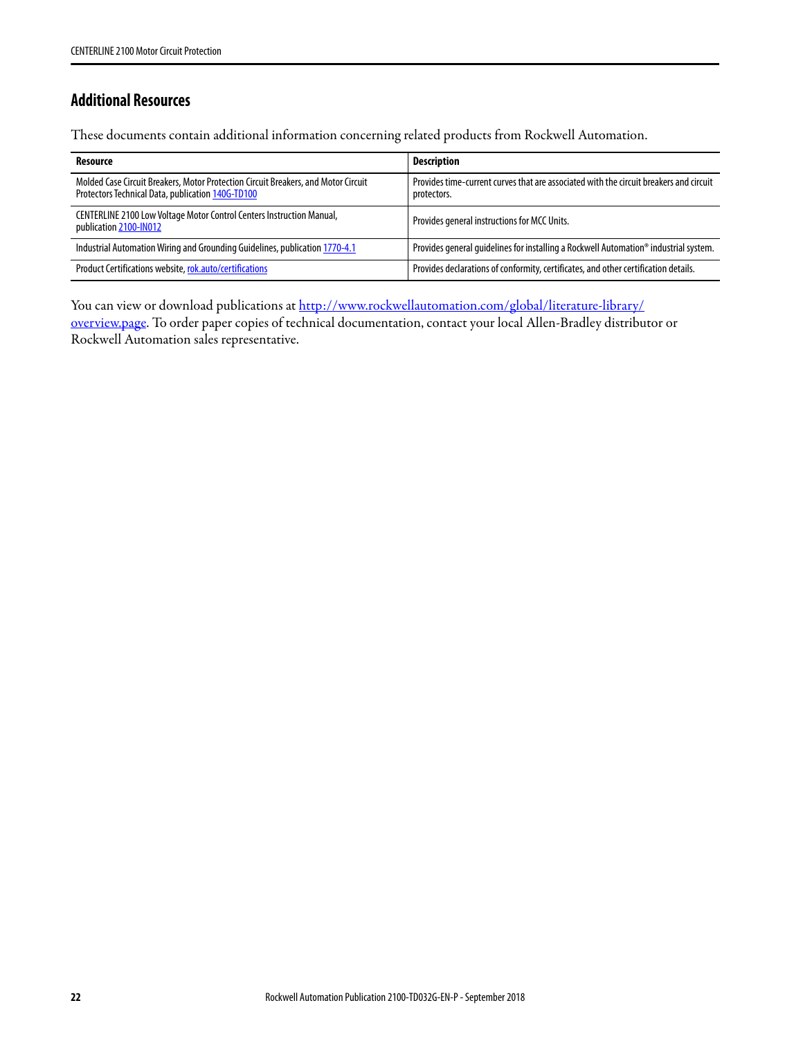## Additional Resources

These documents contain additional information concerning related products from Rockwell Automation.

| Resource | Description |
| --- | --- |
| Molded Case Circuit Breakers, Motor Protection Circuit Breakers, and Motor Circuit Protectors Technical Data, publication 140G-TD100 | Provides time-current curves that are associated with the circuit breakers and circuit protectors. |
| CENTERLINE 2100 Low Voltage Motor Control Centers Instruction Manual, publication 2100-IN012 | Provides general instructions for MCC Units. |
| Industrial Automation Wiring and Grounding Guidelines, publication 1770-4.1 | Provides general guidelines for installing a Rockwell Automation® industrial system. |
| Product Certifications website, rok.auto/certifications | Provides declarations of conformity, certificates, and other certification details. |

You can view or download publications at http://www.rockwellautomation.com/global/literature-library/overview.page. To order paper copies of technical documentation, contact your local Allen-Bradley distributor or Rockwell Automation sales representative.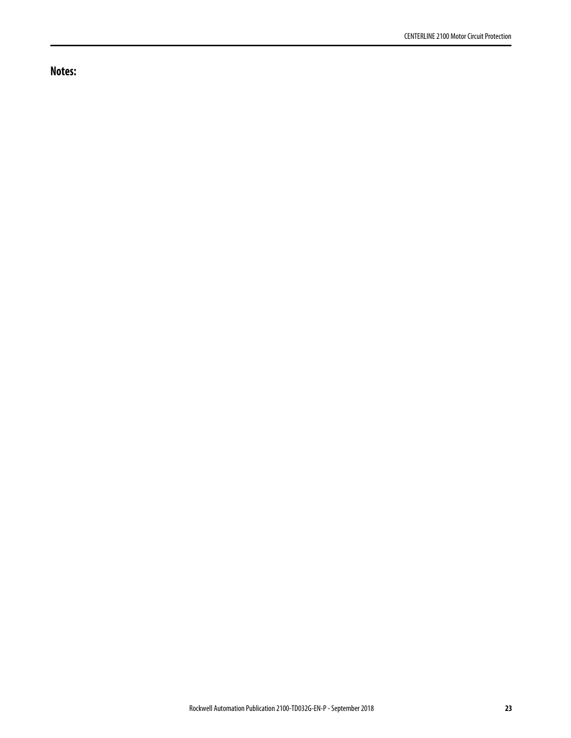## Notes: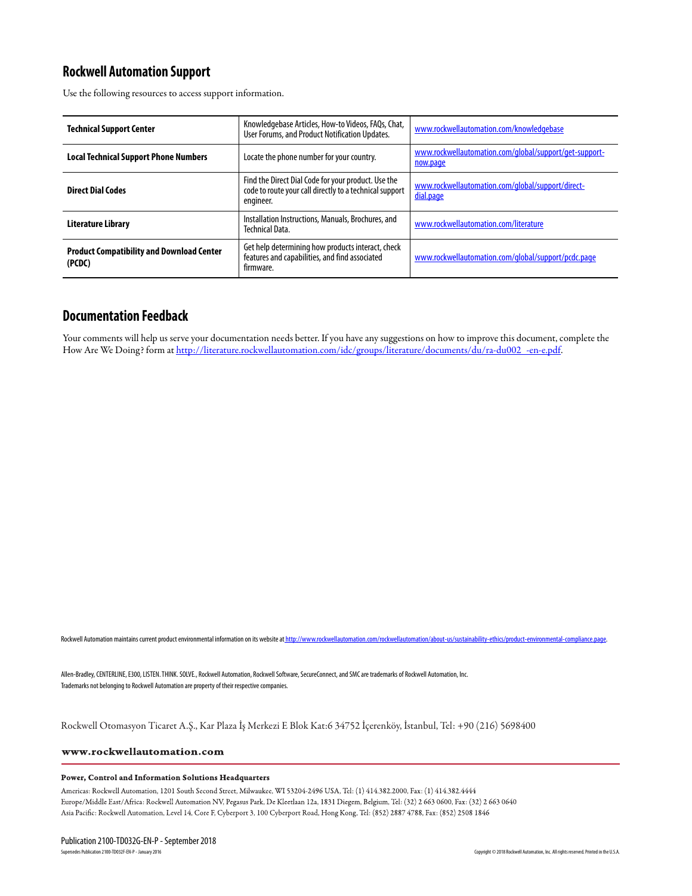## Rockwell Automation Support

Use the following resources to access support information.

| | | |
|---|---|---|
| **Technical Support Center** | Knowledgebase Articles, How-to Videos, FAQs, Chat, User Forums, and Product Notification Updates. | www.rockwellautomation.com/knowledgebase |
| **Local Technical Support Phone Numbers** | Locate the phone number for your country. | www.rockwellautomation.com/global/support/get-support-now.page |
| **Direct Dial Codes** | Find the Direct Dial Code for your product. Use the code to route your call directly to a technical support engineer. | www.rockwellautomation.com/global/support/direct-dial.page |
| **Literature Library** | Installation Instructions, Manuals, Brochures, and Technical Data. | www.rockwellautomation.com/literature |
| **Product Compatibility and Download Center (PCDC)** | Get help determining how products interact, check features and capabilities, and find associated firmware. | www.rockwellautomation.com/global/support/pcdc.page |

## Documentation Feedback

Your comments will help us serve your documentation needs better. If you have any suggestions on how to improve this document, complete the How Are We Doing? form at http://literature.rockwellautomation.com/idc/groups/literature/documents/du/ra-du002_-en-e.pdf.

Rockwell Automation maintains current product environmental information on its website at http://www.rockwellautomation.com/rockwellautomation/about-us/sustainability-ethics/product-environmental-compliance.page.

Allen-Bradley, CENTERLINE, E300, LISTEN. THINK. SOLVE., Rockwell Automation, Rockwell Software, SecureConnect, and SMC are trademarks of Rockwell Automation, Inc.
Trademarks not belonging to Rockwell Automation are property of their respective companies.

Rockwell Otomasyon Ticaret A.Ş., Kar Plaza İş Merkezi E Blok Kat:6 34752 İçerenköy, İstanbul, Tel: +90 (216) 5698400

**www.rockwellautomation.com**

**Power, Control and Information Solutions Headquarters**

Americas: Rockwell Automation, 1201 South Second Street, Milwaukee, WI 53204-2496 USA, Tel: (1) 414.382.2000, Fax: (1) 414.382.4444
Europe/Middle East/Africa: Rockwell Automation NV, Pegasus Park, De Kleetlaan 12a, 1831 Diegem, Belgium, Tel: (32) 2 663 0600, Fax: (32) 2 663 0640
Asia Pacific: Rockwell Automation, Level 14, Core F, Cyberport 3, 100 Cyberport Road, Hong Kong, Tel: (852) 2887 4788, Fax: (852) 2508 1846

Publication 2100-TD032G-EN-P - September 2018
Supersedes Publication 2100-TD032F-EN-P - January 2016

Copyright © 2018 Rockwell Automation, Inc. All rights reserved. Printed in the U.S.A.